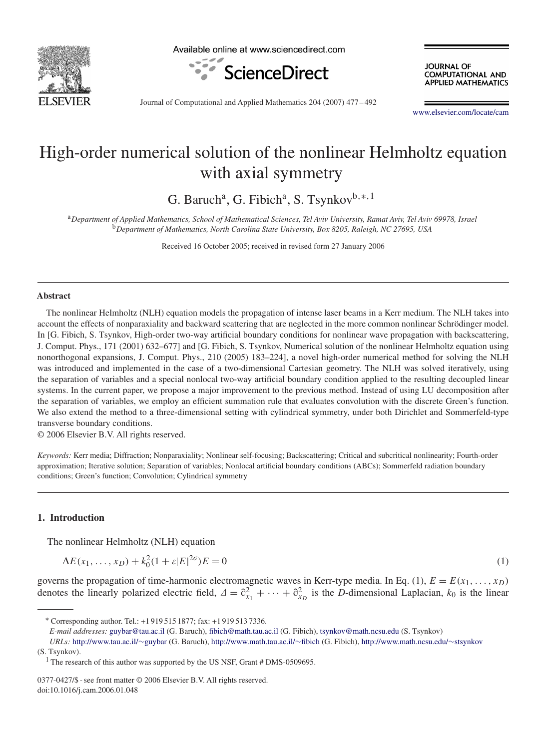# High-order numerical solution of the nonlinear Helmholtz equation with axial symmetry

G. Baruch[a], G. Fibich[a], S. Tsynkov[b,*,1]

[a] *Department of Applied Mathematics, School of Mathematical Sciences, Tel Aviv University, Ramat Aviv, Tel Aviv 69978, Israel*
[b] *Department of Mathematics, North Carolina State University, Box 8205, Raleigh, NC 27695, USA*

Received 16 October 2005; received in revised form 27 January 2006

## Abstract

The nonlinear Helmholtz (NLH) equation models the propagation of intense laser beams in a Kerr medium. The NLH takes into account the effects of nonparaxiality and backward scattering that are neglected in the more common nonlinear Schrödinger model. In [G. Fibich, S. Tsynkov, High-order two-way artificial boundary conditions for nonlinear wave propagation with backscattering, J. Comput. Phys., 171 (2001) 632–677] and [G. Fibich, S. Tsynkov, Numerical solution of the nonlinear Helmholtz equation using nonorthogonal expansions, J. Comput. Phys., 210 (2005) 183–224], a novel high-order numerical method for solving the NLH was introduced and implemented in the case of a two-dimensional Cartesian geometry. The NLH was solved iteratively, using the separation of variables and a special nonlocal two-way artificial boundary condition applied to the resulting decoupled linear systems. In the current paper, we propose a major improvement to the previous method. Instead of using LU decomposition after the separation of variables, we employ an efficient summation rule that evaluates convolution with the discrete Green's function. We also extend the method to a three-dimensional setting with cylindrical symmetry, under both Dirichlet and Sommerfeld-type transverse boundary conditions.

© 2006 Elsevier B.V. All rights reserved.

*Keywords:* Kerr media; Diffraction; Nonparaxiality; Nonlinear self-focusing; Backscattering; Critical and subcritical nonlinearity; Fourth-order approximation; Iterative solution; Separation of variables; Nonlocal artificial boundary conditions (ABCs); Sommerfeld radiation boundary conditions; Green's function; Convolution; Cylindrical symmetry

## 1. Introduction

The nonlinear Helmholtz (NLH) equation

$$\Delta E(x_1, \ldots, x_D) + k_0^2(1 + \varepsilon|E|^{2\sigma})E = 0 \tag{1}$$

governs the propagation of time-harmonic electromagnetic waves in Kerr-type media. In Eq. (1), $E = E(x_1, \ldots, x_D)$ denotes the linearly polarized electric field, $\Delta = \partial_{x_1}^2 + \cdots + \partial_{x_D}^2$ is the $D$-dimensional Laplacian, $k_0$ is the linear

---

\* Corresponding author. Tel.: +1 919 515 1877; fax: +1 919 513 7336.
*E-mail addresses:* guybar@tau.ac.il (G. Baruch), fibich@math.tau.ac.il (G. Fibich), tsynkov@math.ncsu.edu (S. Tsynkov)
*URLs:* http://www.tau.ac.il/∼guybar (G. Baruch), http://www.math.tau.ac.il/∼fibich (G. Fibich), http://www.math.ncsu.edu/∼stsynkov (S. Tsynkov).
[1] The research of this author was supported by the US NSF, Grant # DMS-0509695.

0377-0427/$ - see front matter © 2006 Elsevier B.V. All rights reserved.
doi:10.1016/j.cam.2006.01.048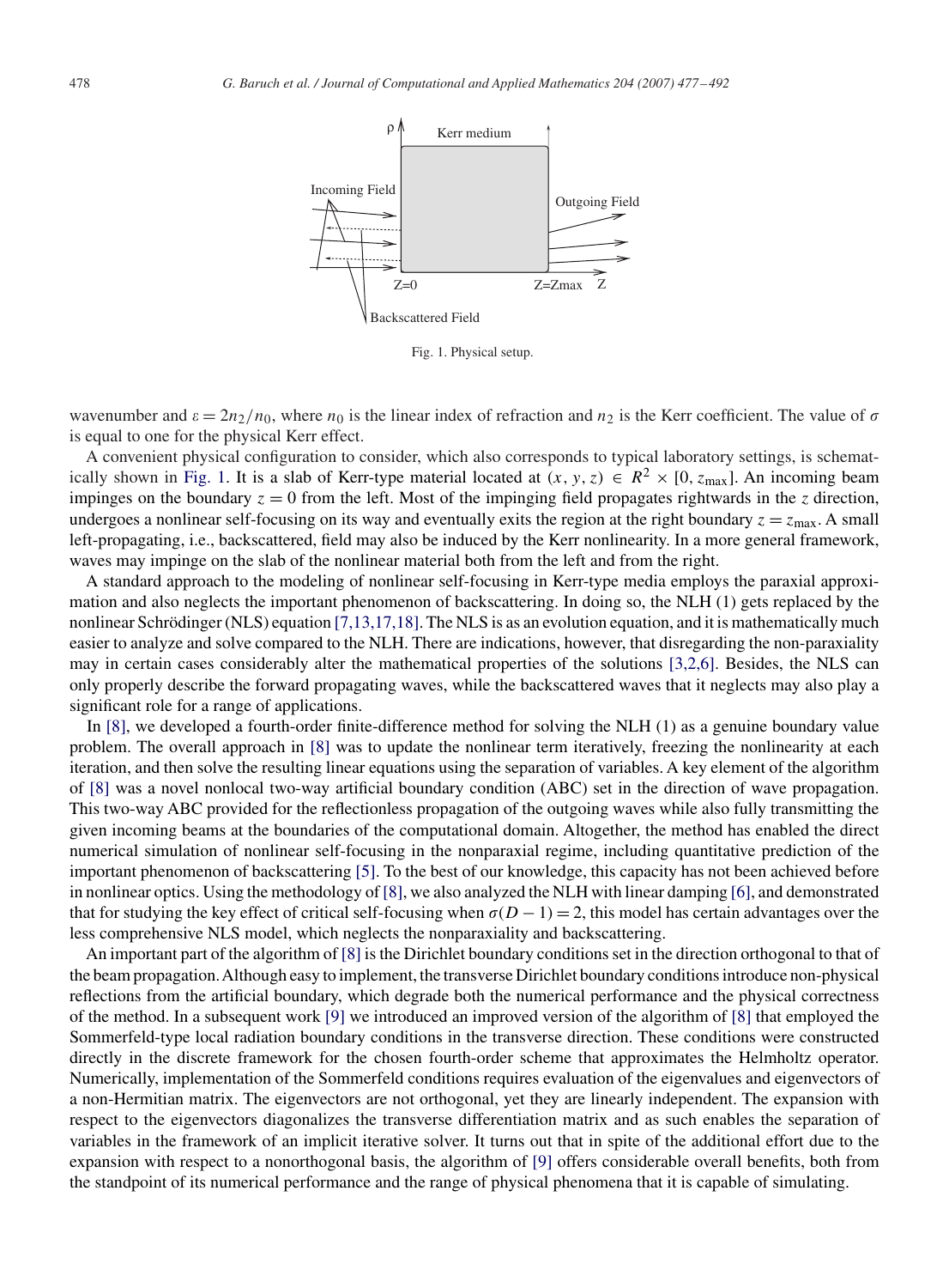Fig. 1. Physical setup.

wavenumber and $\varepsilon = 2n_2/n_0$, where $n_0$ is the linear index of refraction and $n_2$ is the Kerr coefficient. The value of $\sigma$ is equal to one for the physical Kerr effect.

A convenient physical configuration to consider, which also corresponds to typical laboratory settings, is schematically shown in Fig. 1. It is a slab of Kerr-type material located at $(x, y, z) \in R^2 \times [0, z_{\max}]$. An incoming beam impinges on the boundary $z = 0$ from the left. Most of the impinging field propagates rightwards in the $z$ direction, undergoes a nonlinear self-focusing on its way and eventually exits the region at the right boundary $z = z_{\max}$. A small left-propagating, i.e., backscattered, field may also be induced by the Kerr nonlinearity. In a more general framework, waves may impinge on the slab of the nonlinear material both from the left and from the right.

A standard approach to the modeling of nonlinear self-focusing in Kerr-type media employs the paraxial approximation and also neglects the important phenomenon of backscattering. In doing so, the NLH (1) gets replaced by the nonlinear Schrödinger (NLS) equation [7,13,17,18]. The NLS is as an evolution equation, and it is mathematically much easier to analyze and solve compared to the NLH. There are indications, however, that disregarding the non-paraxiality may in certain cases considerably alter the mathematical properties of the solutions [3,2,6]. Besides, the NLS can only properly describe the forward propagating waves, while the backscattered waves that it neglects may also play a significant role for a range of applications.

In [8], we developed a fourth-order finite-difference method for solving the NLH (1) as a genuine boundary value problem. The overall approach in [8] was to update the nonlinear term iteratively, freezing the nonlinearity at each iteration, and then solve the resulting linear equations using the separation of variables. A key element of the algorithm of [8] was a novel nonlocal two-way artificial boundary condition (ABC) set in the direction of wave propagation. This two-way ABC provided for the reflectionless propagation of the outgoing waves while also fully transmitting the given incoming beams at the boundaries of the computational domain. Altogether, the method has enabled the direct numerical simulation of nonlinear self-focusing in the nonparaxial regime, including quantitative prediction of the important phenomenon of backscattering [5]. To the best of our knowledge, this capacity has not been achieved before in nonlinear optics. Using the methodology of [8], we also analyzed the NLH with linear damping [6], and demonstrated that for studying the key effect of critical self-focusing when $\sigma(D-1) = 2$, this model has certain advantages over the less comprehensive NLS model, which neglects the nonparaxiality and backscattering.

An important part of the algorithm of [8] is the Dirichlet boundary conditions set in the direction orthogonal to that of the beam propagation. Although easy to implement, the transverse Dirichlet boundary conditions introduce non-physical reflections from the artificial boundary, which degrade both the numerical performance and the physical correctness of the method. In a subsequent work [9] we introduced an improved version of the algorithm of [8] that employed the Sommerfeld-type local radiation boundary conditions in the transverse direction. These conditions were constructed directly in the discrete framework for the chosen fourth-order scheme that approximates the Helmholtz operator. Numerically, implementation of the Sommerfeld conditions requires evaluation of the eigenvalues and eigenvectors of a non-Hermitian matrix. The eigenvectors are not orthogonal, yet they are linearly independent. The expansion with respect to the eigenvectors diagonalizes the transverse differentiation matrix and as such enables the separation of variables in the framework of an implicit iterative solver. It turns out that in spite of the additional effort due to the expansion with respect to a nonorthogonal basis, the algorithm of [9] offers considerable overall benefits, both from the standpoint of its numerical performance and the range of physical phenomena that it is capable of simulating.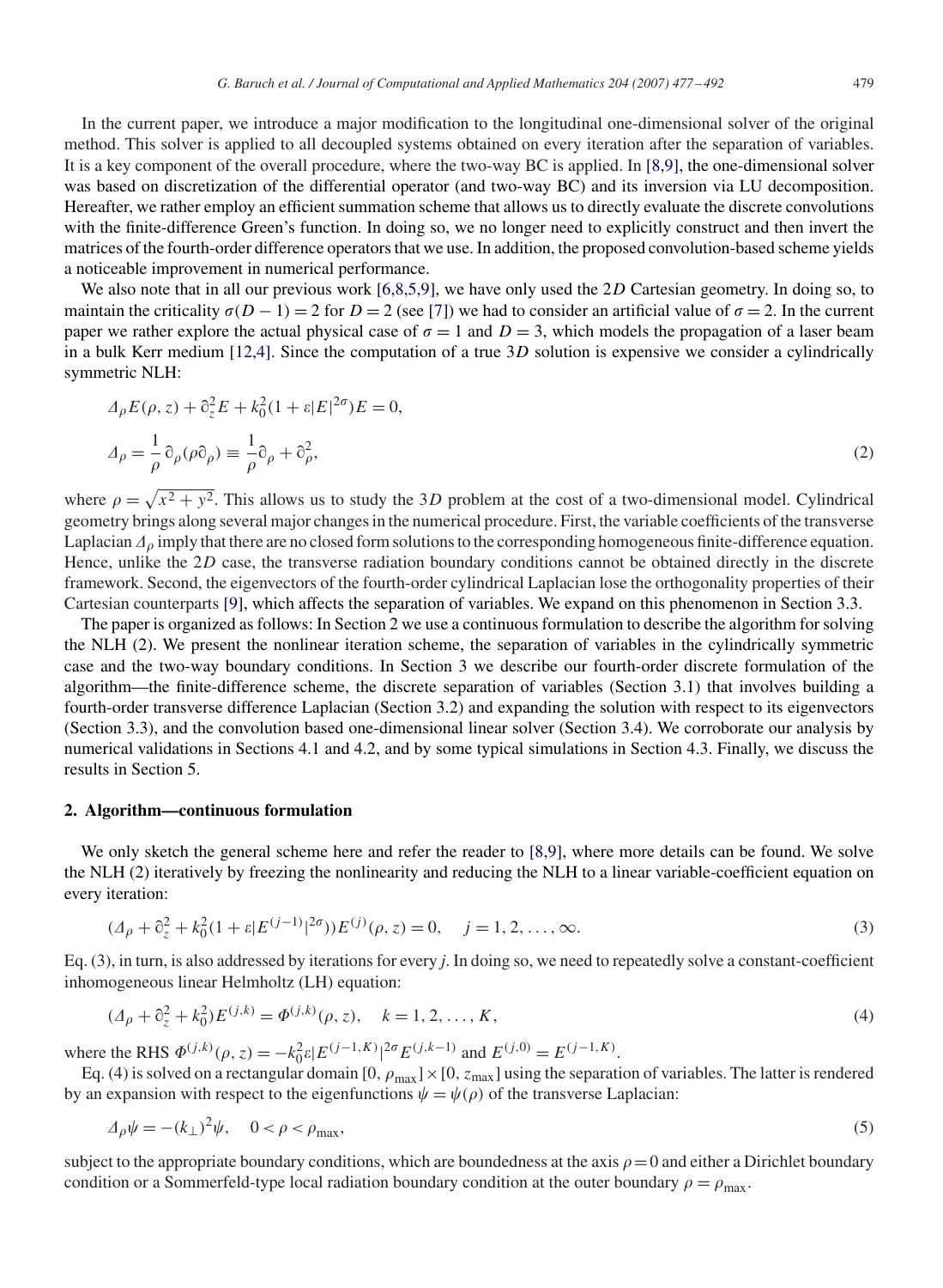In the current paper, we introduce a major modification to the longitudinal one-dimensional solver of the original method. This solver is applied to all decoupled systems obtained on every iteration after the separation of variables. It is a key component of the overall procedure, where the two-way BC is applied. In [8,9], the one-dimensional solver was based on discretization of the differential operator (and two-way BC) and its inversion via LU decomposition. Hereafter, we rather employ an efficient summation scheme that allows us to directly evaluate the discrete convolutions with the finite-difference Green's function. In doing so, we no longer need to explicitly construct and then invert the matrices of the fourth-order difference operators that we use. In addition, the proposed convolution-based scheme yields a noticeable improvement in numerical performance.

We also note that in all our previous work [6,8,5,9], we have only used the $2D$ Cartesian geometry. In doing so, to maintain the criticality $\sigma(D-1)=2$ for $D=2$ (see [7]) we had to consider an artificial value of $\sigma=2$. In the current paper we rather explore the actual physical case of $\sigma=1$ and $D=3$, which models the propagation of a laser beam in a bulk Kerr medium [12,4]. Since the computation of a true $3D$ solution is expensive we consider a cylindrically symmetric NLH:

$$
\begin{aligned}
&\Delta_\rho E(\rho,z)+\partial_z^2 E+k_0^2(1+\varepsilon|E|^{2\sigma})E=0,\\
&\Delta_\rho=\frac{1}{\rho}\,\partial_\rho(\rho\partial_\rho)\equiv\frac{1}{\rho}\partial_\rho+\partial_\rho^2,
\end{aligned}
\tag{2}
$$

where $\rho=\sqrt{x^2+y^2}$. This allows us to study the $3D$ problem at the cost of a two-dimensional model. Cylindrical geometry brings along several major changes in the numerical procedure. First, the variable coefficients of the transverse Laplacian $\Delta_\rho$ imply that there are no closed form solutions to the corresponding homogeneous finite-difference equation. Hence, unlike the $2D$ case, the transverse radiation boundary conditions cannot be obtained directly in the discrete framework. Second, the eigenvectors of the fourth-order cylindrical Laplacian lose the orthogonality properties of their Cartesian counterparts [9], which affects the separation of variables. We expand on this phenomenon in Section 3.3.

The paper is organized as follows: In Section 2 we use a continuous formulation to describe the algorithm for solving the NLH (2). We present the nonlinear iteration scheme, the separation of variables in the cylindrically symmetric case and the two-way boundary conditions. In Section 3 we describe our fourth-order discrete formulation of the algorithm—the finite-difference scheme, the discrete separation of variables (Section 3.1) that involves building a fourth-order transverse difference Laplacian (Section 3.2) and expanding the solution with respect to its eigenvectors (Section 3.3), and the convolution based one-dimensional linear solver (Section 3.4). We corroborate our analysis by numerical validations in Sections 4.1 and 4.2, and by some typical simulations in Section 4.3. Finally, we discuss the results in Section 5.

## 2. Algorithm—continuous formulation

We only sketch the general scheme here and refer the reader to [8,9], where more details can be found. We solve the NLH (2) iteratively by freezing the nonlinearity and reducing the NLH to a linear variable-coefficient equation on every iteration:

$$
(\Delta_\rho+\partial_z^2+k_0^2(1+\varepsilon|E^{(j-1)}|^{2\sigma}))E^{(j)}(\rho,z)=0,\quad j=1,2,\ldots,\infty. \tag{3}
$$

Eq. (3), in turn, is also addressed by iterations for every $j$. In doing so, we need to repeatedly solve a constant-coefficient inhomogeneous linear Helmholtz (LH) equation:

$$
(\Delta_\rho+\partial_z^2+k_0^2)E^{(j,k)}=\Phi^{(j,k)}(\rho,z),\quad k=1,2,\ldots,K, \tag{4}
$$

where the RHS $\Phi^{(j,k)}(\rho,z)=-k_0^2\varepsilon|E^{(j-1,K)}|^{2\sigma}E^{(j,k-1)}$ and $E^{(j,0)}=E^{(j-1,K)}$.

Eq. (4) is solved on a rectangular domain $[0,\rho_{\max}]\times[0,z_{\max}]$ using the separation of variables. The latter is rendered by an expansion with respect to the eigenfunctions $\psi=\psi(\rho)$ of the transverse Laplacian:

$$
\Delta_\rho\psi=-(k_\perp)^2\psi,\quad 0<\rho<\rho_{\max}, \tag{5}
$$

subject to the appropriate boundary conditions, which are boundedness at the axis $\rho=0$ and either a Dirichlet boundary condition or a Sommerfeld-type local radiation boundary condition at the outer boundary $\rho=\rho_{\max}$.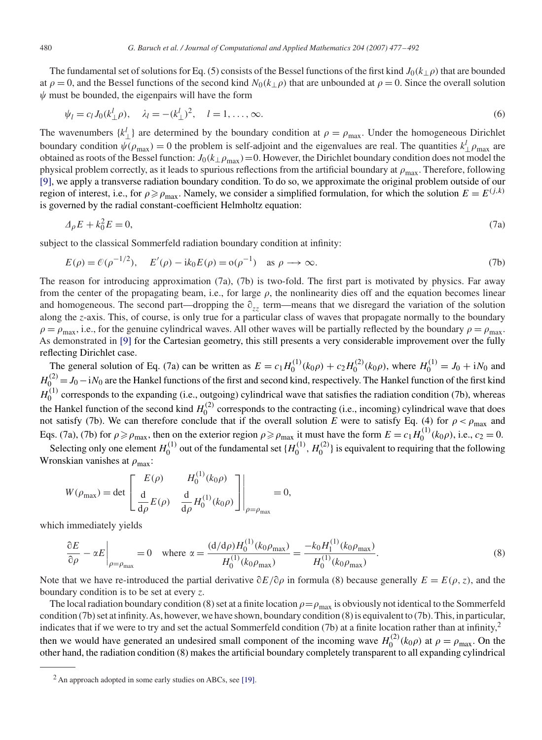The fundamental set of solutions for Eq. (5) consists of the Bessel functions of the first kind $J_0(k_\perp \rho)$ that are bounded at $\rho = 0$, and the Bessel functions of the second kind $N_0(k_\perp \rho)$ that are unbounded at $\rho = 0$. Since the overall solution $\psi$ must be bounded, the eigenpairs will have the form

$$\psi_l = c_l J_0(k_\perp^l \rho), \quad \lambda_l = -(k_\perp^l)^2, \quad l = 1, \ldots, \infty. \tag{6}$$

The wavenumbers $\{k_\perp^l\}$ are determined by the boundary condition at $\rho = \rho_{\max}$. Under the homogeneous Dirichlet boundary condition $\psi(\rho_{\max}) = 0$ the problem is self-adjoint and the eigenvalues are real. The quantities $k_\perp^l \rho_{\max}$ are obtained as roots of the Bessel function: $J_0(k_\perp \rho_{\max}) = 0$. However, the Dirichlet boundary condition does not model the physical problem correctly, as it leads to spurious reflections from the artificial boundary at $\rho_{\max}$. Therefore, following [9], we apply a transverse radiation boundary condition. To do so, we approximate the original problem outside of our region of interest, i.e., for $\rho \geqslant \rho_{\max}$. Namely, we consider a simplified formulation, for which the solution $E = E^{(j,k)}$ is governed by the radial constant-coefficient Helmholtz equation:

$$\Delta_\rho E + k_0^2 E = 0, \tag{7a}$$

subject to the classical Sommerfeld radiation boundary condition at infinity:

$$E(\rho) = \mathcal{O}(\rho^{-1/2}), \quad E'(\rho) - \mathrm{i}k_0 E(\rho) = \mathrm{o}(\rho^{-1}) \quad \text{as } \rho \longrightarrow \infty. \tag{7b}$$

The reason for introducing approximation (7a), (7b) is two-fold. The first part is motivated by physics. Far away from the center of the propagating beam, i.e., for large $\rho$, the nonlinearity dies off and the equation becomes linear and homogeneous. The second part—dropping the $\partial_{zz}$ term—means that we disregard the variation of the solution along the $z$-axis. This, of course, is only true for a particular class of waves that propagate normally to the boundary $\rho = \rho_{\max}$, i.e., for the genuine cylindrical waves. All other waves will be partially reflected by the boundary $\rho = \rho_{\max}$. As demonstrated in [9] for the Cartesian geometry, this still presents a very considerable improvement over the fully reflecting Dirichlet case.

The general solution of Eq. (7a) can be written as $E = c_1 H_0^{(1)}(k_0\rho) + c_2 H_0^{(2)}(k_0\rho)$, where $H_0^{(1)} = J_0 + \mathrm{i}N_0$ and $H_0^{(2)} = J_0 - \mathrm{i}N_0$ are the Hankel functions of the first and second kind, respectively. The Hankel function of the first kind $H_0^{(1)}$ corresponds to the expanding (i.e., outgoing) cylindrical wave that satisfies the radiation condition (7b), whereas the Hankel function of the second kind $H_0^{(2)}$ corresponds to the contracting (i.e., incoming) cylindrical wave that does not satisfy (7b). We can therefore conclude that if the overall solution $E$ were to satisfy Eq. (4) for $\rho < \rho_{\max}$ and Eqs. (7a), (7b) for $\rho \geqslant \rho_{\max}$, then on the exterior region $\rho \geqslant \rho_{\max}$ it must have the form $E = c_1 H_0^{(1)}(k_0\rho)$, i.e., $c_2 = 0$.

Selecting only one element $H_0^{(1)}$ out of the fundamental set $\{H_0^{(1)}, H_0^{(2)}\}$ is equivalent to requiring that the following Wronskian vanishes at $\rho_{\max}$:

$$W(\rho_{\max}) = \det \left[ \begin{array}{cc} E(\rho) & H_0^{(1)}(k_0\rho) \\ \dfrac{\mathrm{d}}{\mathrm{d}\rho} E(\rho) & \dfrac{\mathrm{d}}{\mathrm{d}\rho} H_0^{(1)}(k_0\rho) \end{array} \right] \Bigg|_{\rho=\rho_{\max}} = 0,$$

which immediately yields

$$\left.\frac{\partial E}{\partial \rho} - \alpha E\right|_{\rho=\rho_{\max}} = 0 \quad \text{where } \alpha = \frac{(\mathrm{d}/\mathrm{d}\rho) H_0^{(1)}(k_0\rho_{\max})}{H_0^{(1)}(k_0\rho_{\max})} = \frac{-k_0 H_1^{(1)}(k_0\rho_{\max})}{H_0^{(1)}(k_0\rho_{\max})}. \tag{8}$$

Note that we have re-introduced the partial derivative $\partial E/\partial \rho$ in formula (8) because generally $E = E(\rho, z)$, and the boundary condition is to be set at every $z$.

The local radiation boundary condition (8) set at a finite location $\rho = \rho_{\max}$ is obviously not identical to the Sommerfeld condition (7b) set at infinity. As, however, we have shown, boundary condition (8) is equivalent to (7b). This, in particular, indicates that if we were to try and set the actual Sommerfeld condition (7b) at a finite location rather than at infinity,[2] then we would have generated an undesired small component of the incoming wave $H_0^{(2)}(k_0\rho)$ at $\rho = \rho_{\max}$. On the other hand, the radiation condition (8) makes the artificial boundary completely transparent to all expanding cylindrical

[2] An approach adopted in some early studies on ABCs, see [19].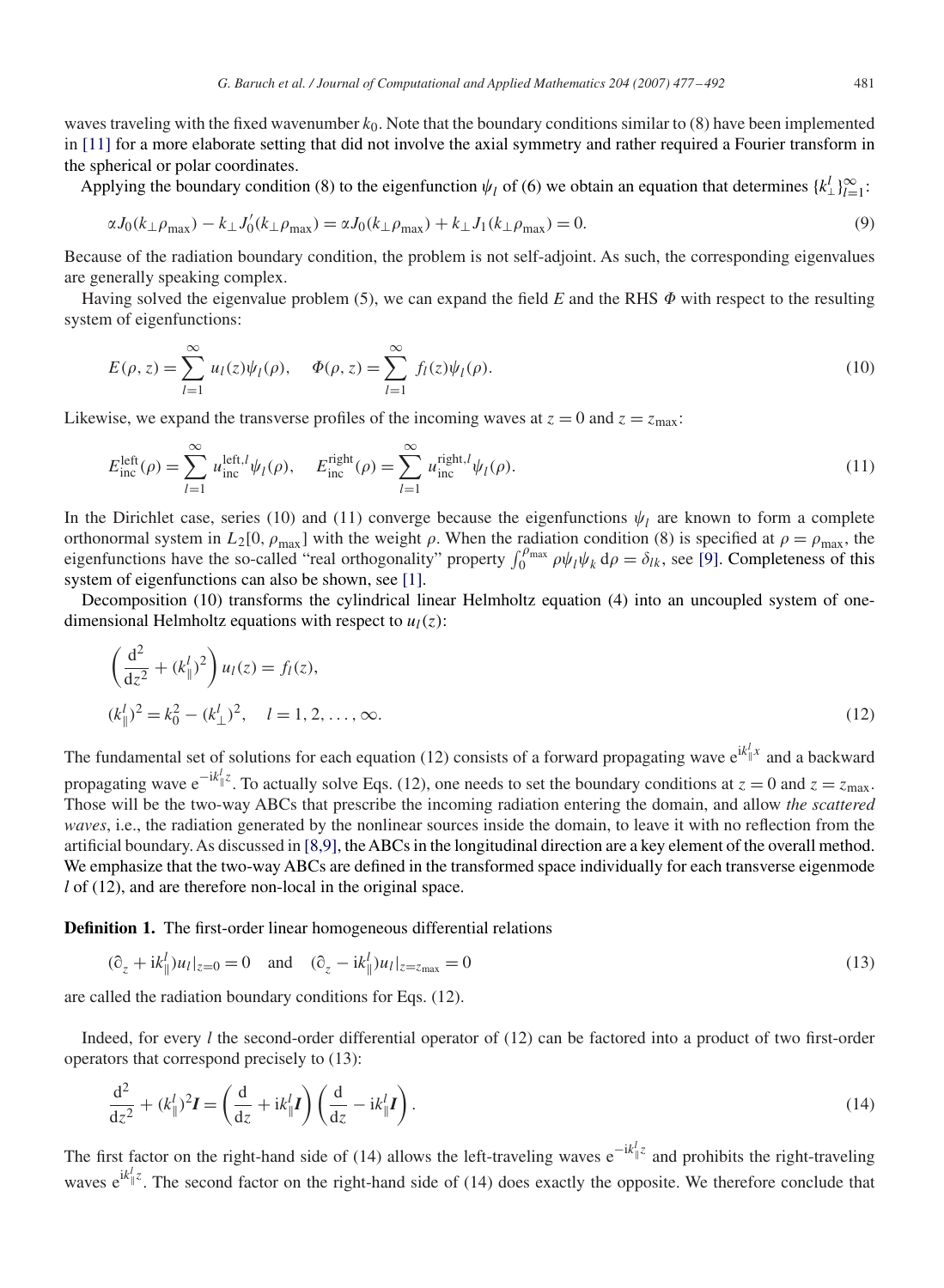waves traveling with the fixed wavenumber $k_0$. Note that the boundary conditions similar to (8) have been implemented in [11] for a more elaborate setting that did not involve the axial symmetry and rather required a Fourier transform in the spherical or polar coordinates.

Applying the boundary condition (8) to the eigenfunction $\psi_l$ of (6) we obtain an equation that determines $\{k_\perp^l\}_{l=1}^\infty$:

$$\alpha J_0(k_\perp \rho_{\max}) - k_\perp J_0'(k_\perp \rho_{\max}) = \alpha J_0(k_\perp \rho_{\max}) + k_\perp J_1(k_\perp \rho_{\max}) = 0. \tag{9}$$

Because of the radiation boundary condition, the problem is not self-adjoint. As such, the corresponding eigenvalues are generally speaking complex.

Having solved the eigenvalue problem (5), we can expand the field $E$ and the RHS $\Phi$ with respect to the resulting system of eigenfunctions:

$$E(\rho, z) = \sum_{l=1}^{\infty} u_l(z)\psi_l(\rho), \quad \Phi(\rho, z) = \sum_{l=1}^{\infty} f_l(z)\psi_l(\rho). \tag{10}$$

Likewise, we expand the transverse profiles of the incoming waves at $z = 0$ and $z = z_{\max}$:

$$E_{\text{inc}}^{\text{left}}(\rho) = \sum_{l=1}^{\infty} u_{\text{inc}}^{\text{left},l}\psi_l(\rho), \quad E_{\text{inc}}^{\text{right}}(\rho) = \sum_{l=1}^{\infty} u_{\text{inc}}^{\text{right},l}\psi_l(\rho). \tag{11}$$

In the Dirichlet case, series (10) and (11) converge because the eigenfunctions $\psi_l$ are known to form a complete orthonormal system in $L_2[0, \rho_{\max}]$ with the weight $\rho$. When the radiation condition (8) is specified at $\rho = \rho_{\max}$, the eigenfunctions have the so-called "real orthogonality" property $\int_0^{\rho_{\max}} \rho\psi_l\psi_k \, d\rho = \delta_{lk}$, see [9]. Completeness of this system of eigenfunctions can also be shown, see [1].

Decomposition (10) transforms the cylindrical linear Helmholtz equation (4) into an uncoupled system of one-dimensional Helmholtz equations with respect to $u_l(z)$:

$$\begin{aligned} &\left(\frac{d^2}{dz^2} + (k_\parallel^l)^2\right) u_l(z) = f_l(z), \\ &(k_\parallel^l)^2 = k_0^2 - (k_\perp^l)^2, \quad l = 1, 2, \ldots, \infty. \end{aligned} \tag{12}$$

The fundamental set of solutions for each equation (12) consists of a forward propagating wave $e^{ik_\parallel^l x}$ and a backward propagating wave $e^{-ik_\parallel^l z}$. To actually solve Eqs. (12), one needs to set the boundary conditions at $z = 0$ and $z = z_{\max}$. Those will be the two-way ABCs that prescribe the incoming radiation entering the domain, and allow *the scattered waves*, i.e., the radiation generated by the nonlinear sources inside the domain, to leave it with no reflection from the artificial boundary. As discussed in [8,9], the ABCs in the longitudinal direction are a key element of the overall method. We emphasize that the two-way ABCs are defined in the transformed space individually for each transverse eigenmode $l$ of (12), and are therefore non-local in the original space.

**Definition 1.** The first-order linear homogeneous differential relations

$$(\partial_z + ik_\parallel^l)u_l|_{z=0} = 0 \quad \text{and} \quad (\partial_z - ik_\parallel^l)u_l|_{z=z_{\max}} = 0 \tag{13}$$

are called the radiation boundary conditions for Eqs. (12).

Indeed, for every $l$ the second-order differential operator of (12) can be factored into a product of two first-order operators that correspond precisely to (13):

$$\frac{d^2}{dz^2} + (k_\parallel^l)^2 \boldsymbol{I} = \left(\frac{d}{dz} + ik_\parallel^l \boldsymbol{I}\right)\left(\frac{d}{dz} - ik_\parallel^l \boldsymbol{I}\right). \tag{14}$$

The first factor on the right-hand side of (14) allows the left-traveling waves $e^{-ik_\parallel^l z}$ and prohibits the right-traveling waves $e^{ik_\parallel^l z}$. The second factor on the right-hand side of (14) does exactly the opposite. We therefore conclude that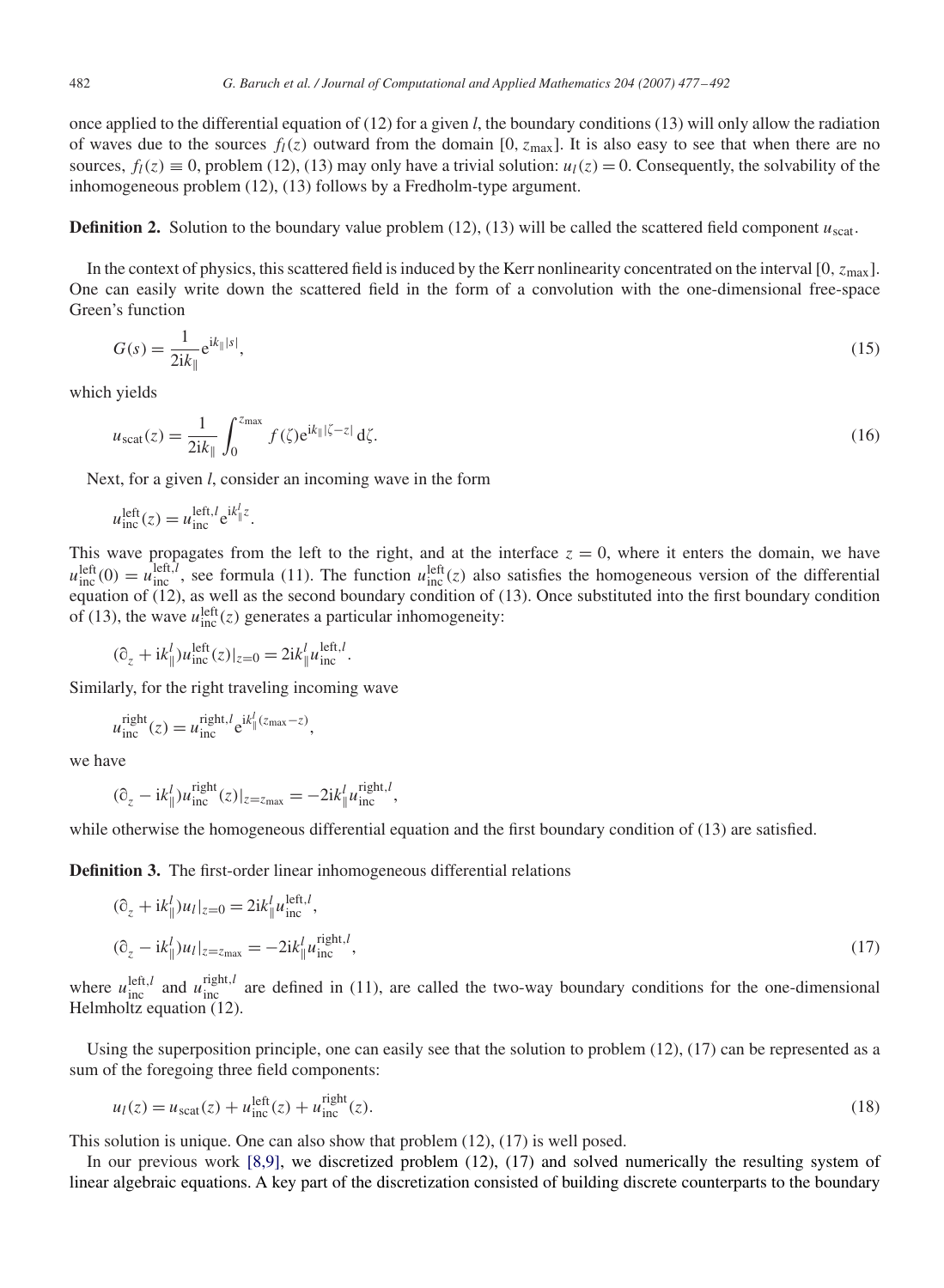once applied to the differential equation of (12) for a given $l$, the boundary conditions (13) will only allow the radiation of waves due to the sources $f_l(z)$ outward from the domain $[0, z_{\max}]$. It is also easy to see that when there are no sources, $f_l(z) \equiv 0$, problem (12), (13) may only have a trivial solution: $u_l(z) = 0$. Consequently, the solvability of the inhomogeneous problem (12), (13) follows by a Fredholm-type argument.

**Definition 2.** Solution to the boundary value problem (12), (13) will be called the scattered field component $u_{\text{scat}}$.

In the context of physics, this scattered field is induced by the Kerr nonlinearity concentrated on the interval $[0, z_{\max}]$. One can easily write down the scattered field in the form of a convolution with the one-dimensional free-space Green's function

$$G(s) = \frac{1}{2\mathrm{i}k_\parallel} \mathrm{e}^{\mathrm{i}k_\parallel |s|}, \tag{15}$$

which yields

$$u_{\text{scat}}(z) = \frac{1}{2\mathrm{i}k_\parallel} \int_0^{z_{\max}} f(\zeta) \mathrm{e}^{\mathrm{i}k_\parallel |\zeta - z|} \, \mathrm{d}\zeta. \tag{16}$$

Next, for a given $l$, consider an incoming wave in the form

$$u_{\text{inc}}^{\text{left}}(z) = u_{\text{inc}}^{\text{left},l} \mathrm{e}^{\mathrm{i}k_\parallel^l z}.$$

This wave propagates from the left to the right, and at the interface $z = 0$, where it enters the domain, we have $u_{\text{inc}}^{\text{left}}(0) = u_{\text{inc}}^{\text{left},l}$, see formula (11). The function $u_{\text{inc}}^{\text{left}}(z)$ also satisfies the homogeneous version of the differential equation of (12), as well as the second boundary condition of (13). Once substituted into the first boundary condition of (13), the wave $u_{\text{inc}}^{\text{left}}(z)$ generates a particular inhomogeneity:

$$(\partial_z + \mathrm{i}k_\parallel^l) u_{\text{inc}}^{\text{left}}(z)|_{z=0} = 2\mathrm{i}k_\parallel^l u_{\text{inc}}^{\text{left},l}.$$

Similarly, for the right traveling incoming wave

$$u_{\text{inc}}^{\text{right}}(z) = u_{\text{inc}}^{\text{right},l} \mathrm{e}^{\mathrm{i}k_\parallel^l (z_{\max} - z)},$$

we have

$$(\partial_z - \mathrm{i}k_\parallel^l) u_{\text{inc}}^{\text{right}}(z)|_{z=z_{\max}} = -2\mathrm{i}k_\parallel^l u_{\text{inc}}^{\text{right},l},$$

while otherwise the homogeneous differential equation and the first boundary condition of (13) are satisfied.

**Definition 3.** The first-order linear inhomogeneous differential relations

$$\begin{aligned}
&(\partial_z + \mathrm{i}k_\parallel^l) u_l|_{z=0} = 2\mathrm{i}k_\parallel^l u_{\text{inc}}^{\text{left},l}, \\
&(\partial_z - \mathrm{i}k_\parallel^l) u_l|_{z=z_{\max}} = -2\mathrm{i}k_\parallel^l u_{\text{inc}}^{\text{right},l},
\end{aligned} \tag{17}$$

where $u_{\text{inc}}^{\text{left},l}$ and $u_{\text{inc}}^{\text{right},l}$ are defined in (11), are called the two-way boundary conditions for the one-dimensional Helmholtz equation (12).

Using the superposition principle, one can easily see that the solution to problem (12), (17) can be represented as a sum of the foregoing three field components:

$$u_l(z) = u_{\text{scat}}(z) + u_{\text{inc}}^{\text{left}}(z) + u_{\text{inc}}^{\text{right}}(z). \tag{18}$$

This solution is unique. One can also show that problem (12), (17) is well posed.

In our previous work [8,9], we discretized problem (12), (17) and solved numerically the resulting system of linear algebraic equations. A key part of the discretization consisted of building discrete counterparts to the boundary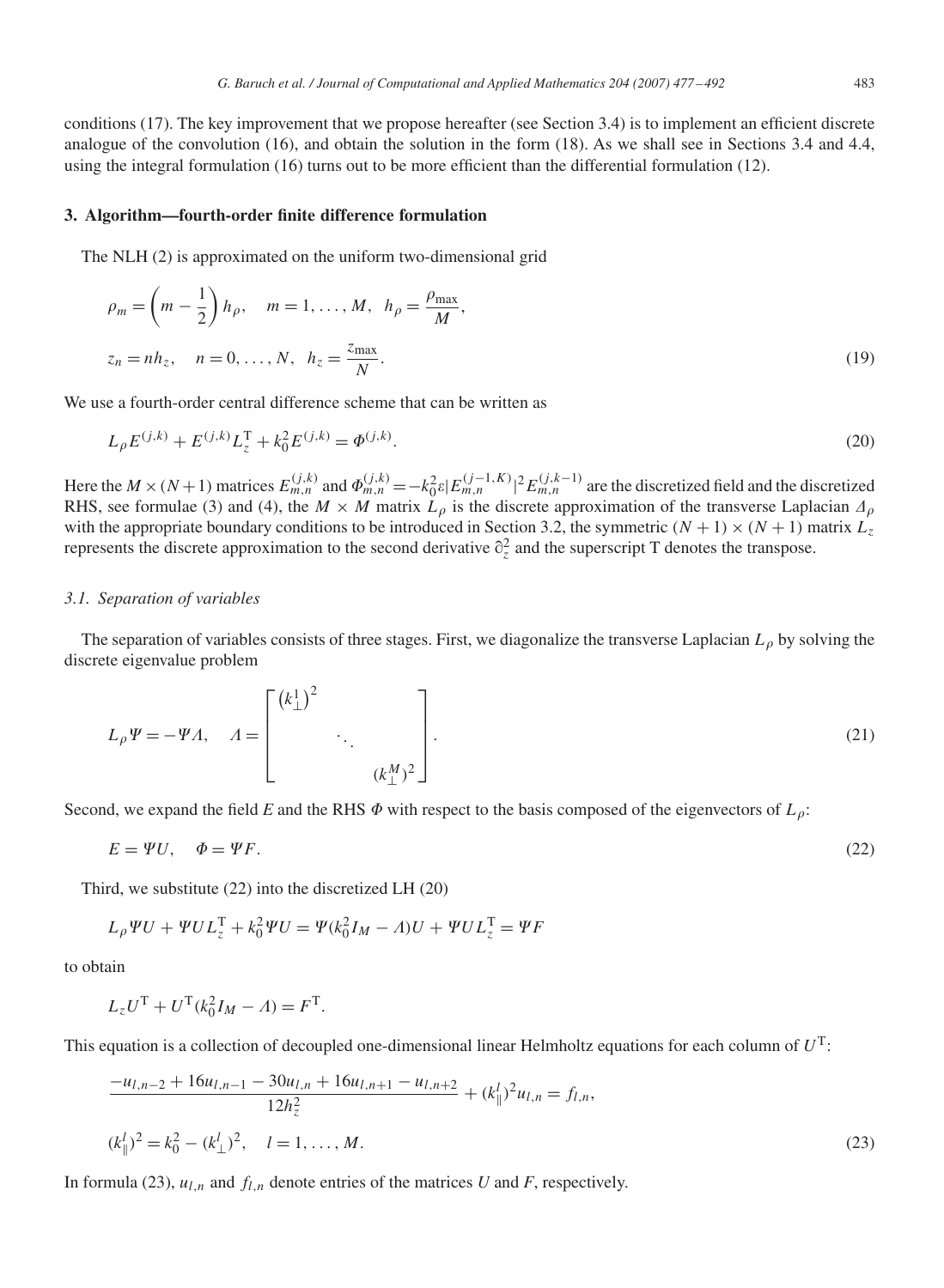conditions (17). The key improvement that we propose hereafter (see Section 3.4) is to implement an efficient discrete analogue of the convolution (16), and obtain the solution in the form (18). As we shall see in Sections 3.4 and 4.4, using the integral formulation (16) turns out to be more efficient than the differential formulation (12).

## 3. Algorithm—fourth-order finite difference formulation

The NLH (2) is approximated on the uniform two-dimensional grid

$$
\begin{aligned}
\rho_m &= \left(m - \frac{1}{2}\right) h_\rho, \quad m = 1, \ldots, M, \quad h_\rho = \frac{\rho_{\max}}{M}, \\
z_n &= n h_z, \quad n = 0, \ldots, N, \quad h_z = \frac{z_{\max}}{N}.
\end{aligned}
\tag{19}
$$

We use a fourth-order central difference scheme that can be written as

$$
L_\rho E^{(j,k)} + E^{(j,k)} L_z^{\mathrm{T}} + k_0^2 E^{(j,k)} = \Phi^{(j,k)}. \tag{20}
$$

Here the $M \times (N+1)$ matrices $E_{m,n}^{(j,k)}$ and $\Phi_{m,n}^{(j,k)} = -k_0^2 \varepsilon |E_{m,n}^{(j-1,K)}|^2 E_{m,n}^{(j,k-1)}$ are the discretized field and the discretized RHS, see formulae (3) and (4), the $M \times M$ matrix $L_\rho$ is the discrete approximation of the transverse Laplacian $\Delta_\rho$ with the appropriate boundary conditions to be introduced in Section 3.2, the symmetric $(N+1) \times (N+1)$ matrix $L_z$ represents the discrete approximation to the second derivative $\partial_z^2$ and the superscript T denotes the transpose.

### 3.1. Separation of variables

The separation of variables consists of three stages. First, we diagonalize the transverse Laplacian $L_\rho$ by solving the discrete eigenvalue problem

$$
L_\rho \Psi = -\Psi \Lambda, \quad \Lambda = \begin{bmatrix} (k_\perp^1)^2 & & \\ & \ddots & \\ & & (k_\perp^M)^2 \end{bmatrix}. \tag{21}
$$

Second, we expand the field $E$ and the RHS $\Phi$ with respect to the basis composed of the eigenvectors of $L_\rho$:

$$
E = \Psi U, \quad \Phi = \Psi F. \tag{22}
$$

Third, we substitute (22) into the discretized LH (20)

$$
L_\rho \Psi U + \Psi U L_z^{\mathrm{T}} + k_0^2 \Psi U = \Psi (k_0^2 I_M - \Lambda) U + \Psi U L_z^{\mathrm{T}} = \Psi F
$$

to obtain

$$
L_z U^{\mathrm{T}} + U^{\mathrm{T}} (k_0^2 I_M - \Lambda) = F^{\mathrm{T}}.
$$

This equation is a collection of decoupled one-dimensional linear Helmholtz equations for each column of $U^{\mathrm{T}}$:

$$
\begin{aligned}
&\frac{-u_{l,n-2} + 16 u_{l,n-1} - 30 u_{l,n} + 16 u_{l,n+1} - u_{l,n+2}}{12 h_z^2} + (k_\parallel^l)^2 u_{l,n} = f_{l,n}, \\
&(k_\parallel^l)^2 = k_0^2 - (k_\perp^l)^2, \quad l = 1, \ldots, M.
\end{aligned}
\tag{23}
$$

In formula (23), $u_{l,n}$ and $f_{l,n}$ denote entries of the matrices $U$ and $F$, respectively.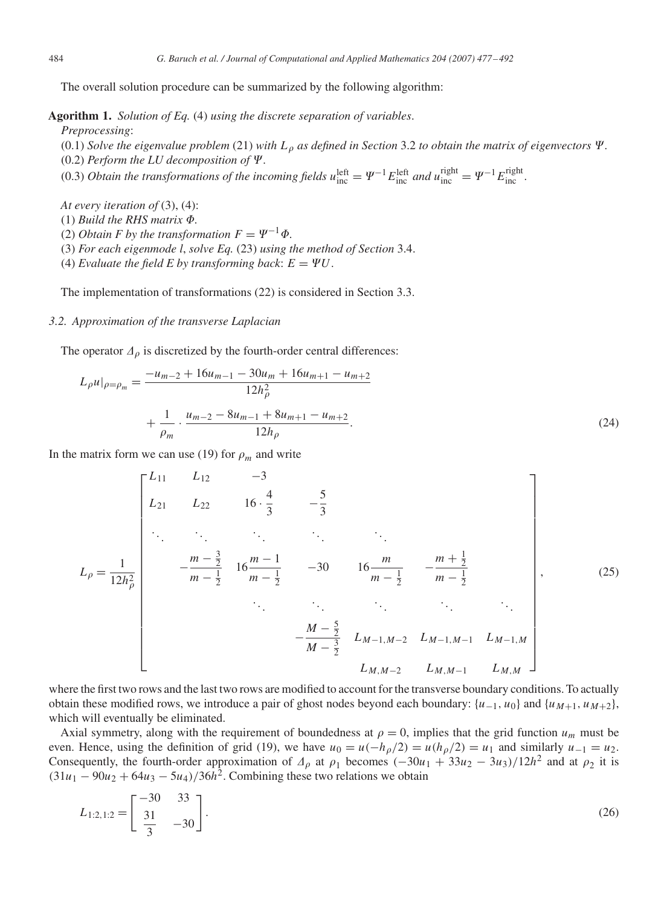The overall solution procedure can be summarized by the following algorithm:

**Algorithm 1.** *Solution of Eq.* (4) *using the discrete separation of variables*.

*Preprocessing*:

(0.1) *Solve the eigenvalue problem* (21) *with $L_\rho$ as defined in Section* 3.2 *to obtain the matrix of eigenvectors $\Psi$.*
(0.2) *Perform the LU decomposition of $\Psi$.*
(0.3) *Obtain the transformations of the incoming fields $u_{\rm inc}^{\rm left} = \Psi^{-1} E_{\rm inc}^{\rm left}$ and $u_{\rm inc}^{\rm right} = \Psi^{-1} E_{\rm inc}^{\rm right}$.*

*At every iteration of* (3), (4):

(1) *Build the RHS matrix $\Phi$.*
(2) *Obtain F by the transformation $F = \Psi^{-1}\Phi$.*
(3) *For each eigenmode l, solve Eq.* (23) *using the method of Section* 3.4.
(4) *Evaluate the field E by transforming back*: $E = \Psi U$.

The implementation of transformations (22) is considered in Section 3.3.

### *3.2. Approximation of the transverse Laplacian*

The operator $\Delta_\rho$ is discretized by the fourth-order central differences:

$$L_\rho u|_{\rho=\rho_m} = \frac{-u_{m-2} + 16u_{m-1} - 30u_m + 16u_{m+1} - u_{m+2}}{12h_\rho^2} + \frac{1}{\rho_m} \cdot \frac{u_{m-2} - 8u_{m-1} + 8u_{m+1} - u_{m+2}}{12h_\rho}. \tag{24}$$

In the matrix form we can use (19) for $\rho_m$ and write

$$L_\rho = \frac{1}{12h_\rho^2}\begin{bmatrix} L_{11} & L_{12} & -3 & & & & \\ L_{21} & L_{22} & 16\cdot\frac{4}{3} & -\frac{5}{3} & & & \\ \ddots & \ddots & \ddots & \ddots & \ddots & & \\ & -\frac{m-\frac{3}{2}}{m-\frac{1}{2}} & 16\frac{m-1}{m-\frac{1}{2}} & -30 & 16\frac{m}{m-\frac{1}{2}} & -\frac{m+\frac{1}{2}}{m-\frac{1}{2}} & \\ & & \ddots & \ddots & \ddots & \ddots & \ddots \\ & & & -\frac{M-\frac{5}{2}}{M-\frac{3}{2}} & L_{M-1,M-2} & L_{M-1,M-1} & L_{M-1,M} \\ & & & & L_{M,M-2} & L_{M,M-1} & L_{M,M} \end{bmatrix}, \tag{25}$$

where the first two rows and the last two rows are modified to account for the transverse boundary conditions. To actually obtain these modified rows, we introduce a pair of ghost nodes beyond each boundary: $\{u_{-1}, u_0\}$ and $\{u_{M+1}, u_{M+2}\}$, which will eventually be eliminated.

Axial symmetry, along with the requirement of boundedness at $\rho = 0$, implies that the grid function $u_m$ must be even. Hence, using the definition of grid (19), we have $u_0 = u(-h_\rho/2) = u(h_\rho/2) = u_1$ and similarly $u_{-1} = u_2$. Consequently, the fourth-order approximation of $\Delta_\rho$ at $\rho_1$ becomes $(-30u_1 + 33u_2 - 3u_3)/12h^2$ and at $\rho_2$ it is $(31u_1 - 90u_2 + 64u_3 - 5u_4)/36h^2$. Combining these two relations we obtain

$$L_{1:2,1:2} = \begin{bmatrix} -30 & 33 \\ \frac{31}{3} & -30 \end{bmatrix}. \tag{26}$$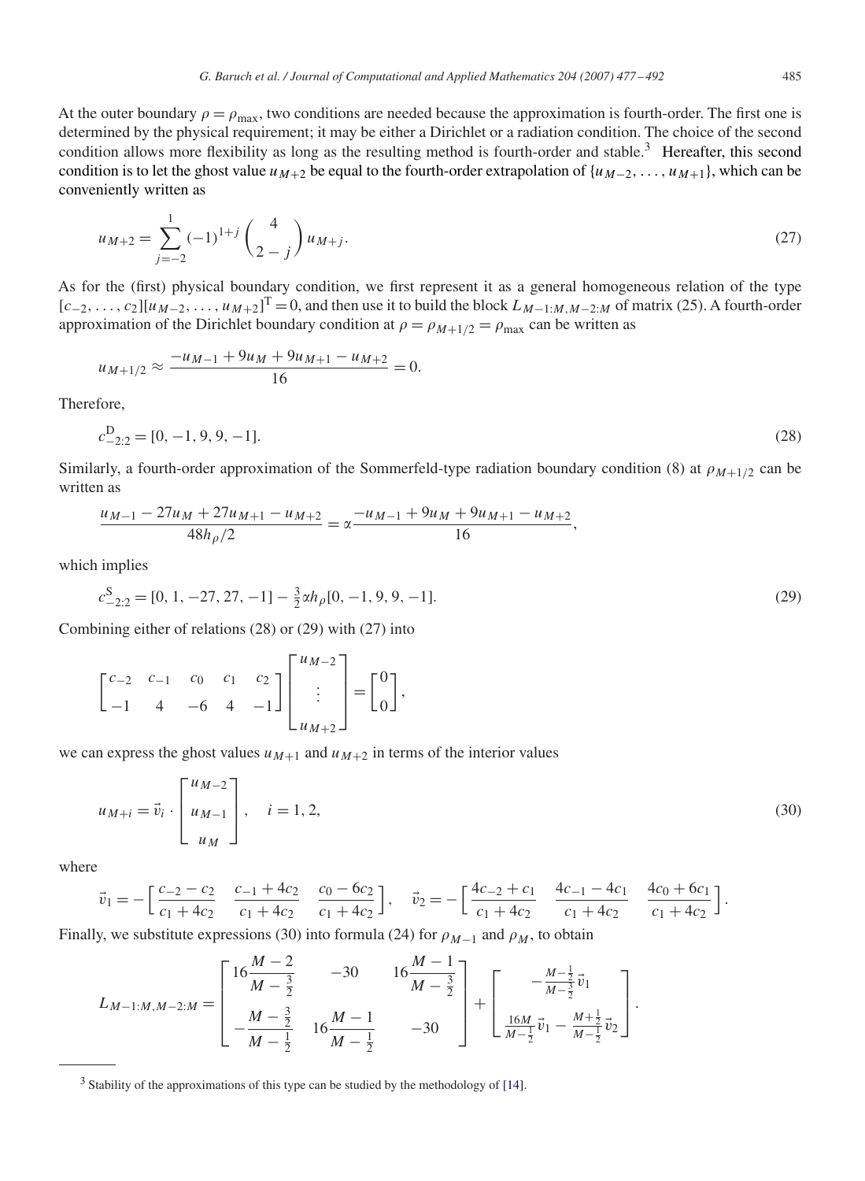At the outer boundary $\rho = \rho_{\max}$, two conditions are needed because the approximation is fourth-order. The first one is determined by the physical requirement; it may be either a Dirichlet or a radiation condition. The choice of the second condition allows more flexibility as long as the resulting method is fourth-order and stable.[3] Hereafter, this second condition is to let the ghost value $u_{M+2}$ be equal to the fourth-order extrapolation of $\{u_{M-2}, \ldots, u_{M+1}\}$, which can be conveniently written as

$$u_{M+2} = \sum_{j=-2}^{1} (-1)^{1+j} \binom{4}{2-j} u_{M+j}. \tag{27}$$

As for the (first) physical boundary condition, we first represent it as a general homogeneous relation of the type $[c_{-2}, \ldots, c_2][u_{M-2}, \ldots, u_{M+2}]^{\mathrm{T}} = 0$, and then use it to build the block $L_{M-1:M,M-2:M}$ of matrix (25). A fourth-order approximation of the Dirichlet boundary condition at $\rho = \rho_{M+1/2} = \rho_{\max}$ can be written as

$$u_{M+1/2} \approx \frac{-u_{M-1} + 9u_M + 9u_{M+1} - u_{M+2}}{16} = 0.$$

Therefore,

$$c^{\mathrm{D}}_{-2:2} = [0, -1, 9, 9, -1]. \tag{28}$$

Similarly, a fourth-order approximation of the Sommerfeld-type radiation boundary condition (8) at $\rho_{M+1/2}$ can be written as

$$\frac{u_{M-1} - 27u_M + 27u_{M+1} - u_{M+2}}{48h_\rho/2} = \alpha \frac{-u_{M-1} + 9u_M + 9u_{M+1} - u_{M+2}}{16},$$

which implies

$$c^{\mathrm{S}}_{-2:2} = [0, 1, -27, 27, -1] - \tfrac{3}{2}\alpha h_\rho [0, -1, 9, 9, -1]. \tag{29}$$

Combining either of relations (28) or (29) with (27) into

$$\begin{bmatrix} c_{-2} & c_{-1} & c_0 & c_1 & c_2 \\ -1 & 4 & -6 & 4 & -1 \end{bmatrix} \begin{bmatrix} u_{M-2} \\ \vdots \\ u_{M+2} \end{bmatrix} = \begin{bmatrix} 0 \\ 0 \end{bmatrix},$$

we can express the ghost values $u_{M+1}$ and $u_{M+2}$ in terms of the interior values

$$u_{M+i} = \vec{v}_i \cdot \begin{bmatrix} u_{M-2} \\ u_{M-1} \\ u_M \end{bmatrix}, \quad i = 1, 2, \tag{30}$$

where

$$\vec{v}_1 = -\begin{bmatrix} \dfrac{c_{-2} - c_2}{c_1 + 4c_2} & \dfrac{c_{-1} + 4c_2}{c_1 + 4c_2} & \dfrac{c_0 - 6c_2}{c_1 + 4c_2} \end{bmatrix}, \quad \vec{v}_2 = -\begin{bmatrix} \dfrac{4c_{-2} + c_1}{c_1 + 4c_2} & \dfrac{4c_{-1} - 4c_1}{c_1 + 4c_2} & \dfrac{4c_0 + 6c_1}{c_1 + 4c_2} \end{bmatrix}.$$

Finally, we substitute expressions (30) into formula (24) for $\rho_{M-1}$ and $\rho_M$, to obtain

$$L_{M-1:M,M-2:M} = \begin{bmatrix} 16\dfrac{M-2}{M-\frac{3}{2}} & -30 & 16\dfrac{M-1}{M-\frac{3}{2}} \\ -\dfrac{M-\frac{3}{2}}{M-\frac{1}{2}} & 16\dfrac{M-1}{M-\frac{1}{2}} & -30 \end{bmatrix} + \begin{bmatrix} -\frac{M-\frac{1}{2}}{M-\frac{3}{2}}\vec{v}_1 \\ \frac{16M}{M-\frac{1}{2}}\vec{v}_1 - \frac{M+\frac{1}{2}}{M-\frac{1}{2}}\vec{v}_2 \end{bmatrix}.$$

---

[3] Stability of the approximations of this type can be studied by the methodology of [14].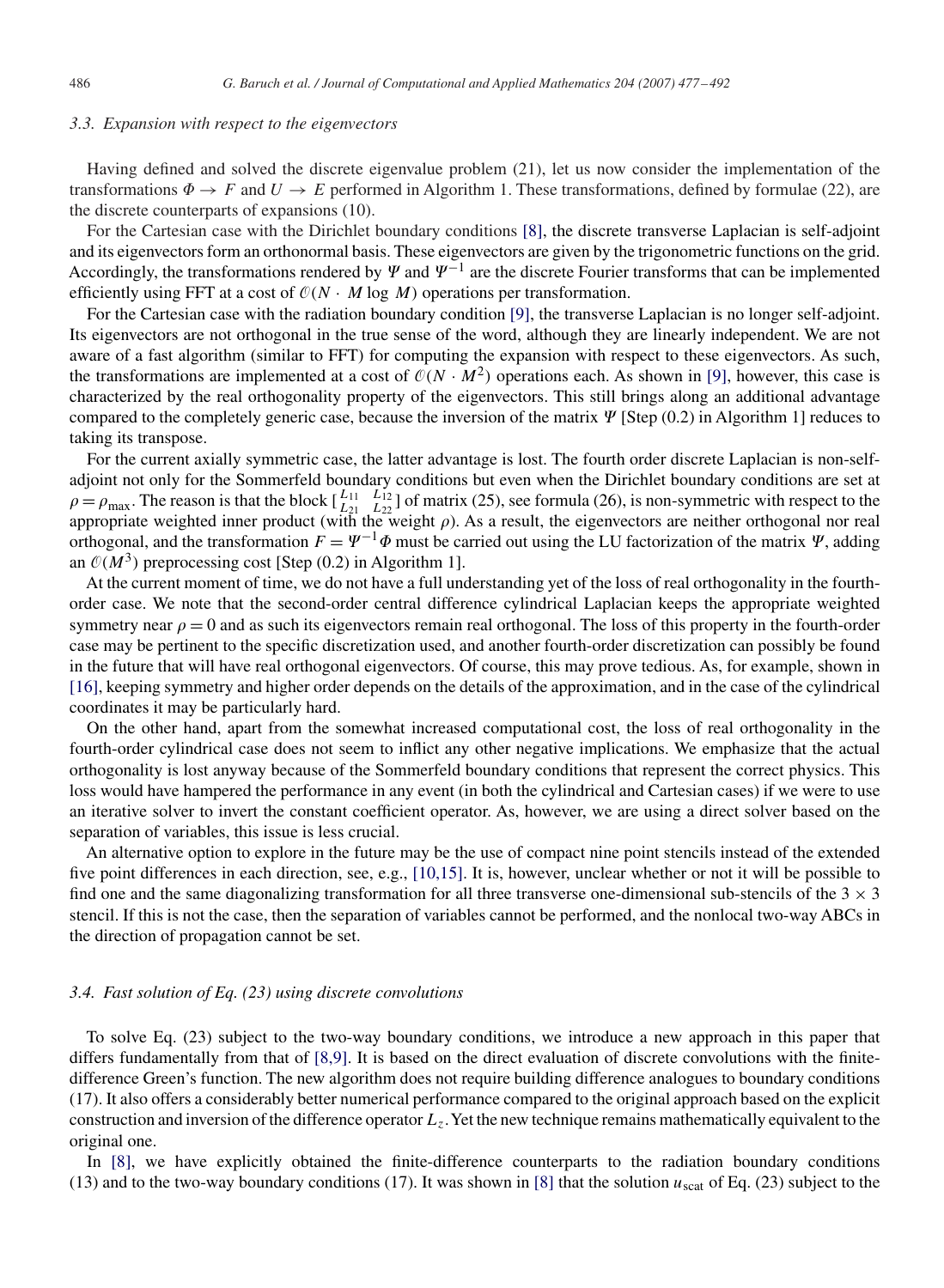### 3.3. Expansion with respect to the eigenvectors

Having defined and solved the discrete eigenvalue problem (21), let us now consider the implementation of the transformations $\Phi \to F$ and $U \to E$ performed in Algorithm 1. These transformations, defined by formulae (22), are the discrete counterparts of expansions (10).

For the Cartesian case with the Dirichlet boundary conditions [8], the discrete transverse Laplacian is self-adjoint and its eigenvectors form an orthonormal basis. These eigenvectors are given by the trigonometric functions on the grid. Accordingly, the transformations rendered by $\Psi$ and $\Psi^{-1}$ are the discrete Fourier transforms that can be implemented efficiently using FFT at a cost of $\mathcal{O}(N \cdot M \log M)$ operations per transformation.

For the Cartesian case with the radiation boundary condition [9], the transverse Laplacian is no longer self-adjoint. Its eigenvectors are not orthogonal in the true sense of the word, although they are linearly independent. We are not aware of a fast algorithm (similar to FFT) for computing the expansion with respect to these eigenvectors. As such, the transformations are implemented at a cost of $\mathcal{O}(N \cdot M^2)$ operations each. As shown in [9], however, this case is characterized by the real orthogonality property of the eigenvectors. This still brings along an additional advantage compared to the completely generic case, because the inversion of the matrix $\Psi$ [Step (0.2) in Algorithm 1] reduces to taking its transpose.

For the current axially symmetric case, the latter advantage is lost. The fourth order discrete Laplacian is non-self-adjoint not only for the Sommerfeld boundary conditions but even when the Dirichlet boundary conditions are set at $\rho = \rho_{\max}$. The reason is that the block $\left[\begin{smallmatrix} L_{11} & L_{12} \\ L_{21} & L_{22} \end{smallmatrix}\right]$ of matrix (25), see formula (26), is non-symmetric with respect to the appropriate weighted inner product (with the weight $\rho$). As a result, the eigenvectors are neither orthogonal nor real orthogonal, and the transformation $F = \Psi^{-1}\Phi$ must be carried out using the LU factorization of the matrix $\Psi$, adding an $\mathcal{O}(M^3)$ preprocessing cost [Step (0.2) in Algorithm 1].

At the current moment of time, we do not have a full understanding yet of the loss of real orthogonality in the fourth-order case. We note that the second-order central difference cylindrical Laplacian keeps the appropriate weighted symmetry near $\rho = 0$ and as such its eigenvectors remain real orthogonal. The loss of this property in the fourth-order case may be pertinent to the specific discretization used, and another fourth-order discretization can possibly be found in the future that will have real orthogonal eigenvectors. Of course, this may prove tedious. As, for example, shown in [16], keeping symmetry and higher order depends on the details of the approximation, and in the case of the cylindrical coordinates it may be particularly hard.

On the other hand, apart from the somewhat increased computational cost, the loss of real orthogonality in the fourth-order cylindrical case does not seem to inflict any other negative implications. We emphasize that the actual orthogonality is lost anyway because of the Sommerfeld boundary conditions that represent the correct physics. This loss would have hampered the performance in any event (in both the cylindrical and Cartesian cases) if we were to use an iterative solver to invert the constant coefficient operator. As, however, we are using a direct solver based on the separation of variables, this issue is less crucial.

An alternative option to explore in the future may be the use of compact nine point stencils instead of the extended five point differences in each direction, see, e.g., [10,15]. It is, however, unclear whether or not it will be possible to find one and the same diagonalizing transformation for all three transverse one-dimensional sub-stencils of the $3 \times 3$ stencil. If this is not the case, then the separation of variables cannot be performed, and the nonlocal two-way ABCs in the direction of propagation cannot be set.

### 3.4. Fast solution of Eq. (23) using discrete convolutions

To solve Eq. (23) subject to the two-way boundary conditions, we introduce a new approach in this paper that differs fundamentally from that of [8,9]. It is based on the direct evaluation of discrete convolutions with the finite-difference Green's function. The new algorithm does not require building difference analogues to boundary conditions (17). It also offers a considerably better numerical performance compared to the original approach based on the explicit construction and inversion of the difference operator $L_z$. Yet the new technique remains mathematically equivalent to the original one.

In [8], we have explicitly obtained the finite-difference counterparts to the radiation boundary conditions (13) and to the two-way boundary conditions (17). It was shown in [8] that the solution $u_{\text{scat}}$ of Eq. (23) subject to the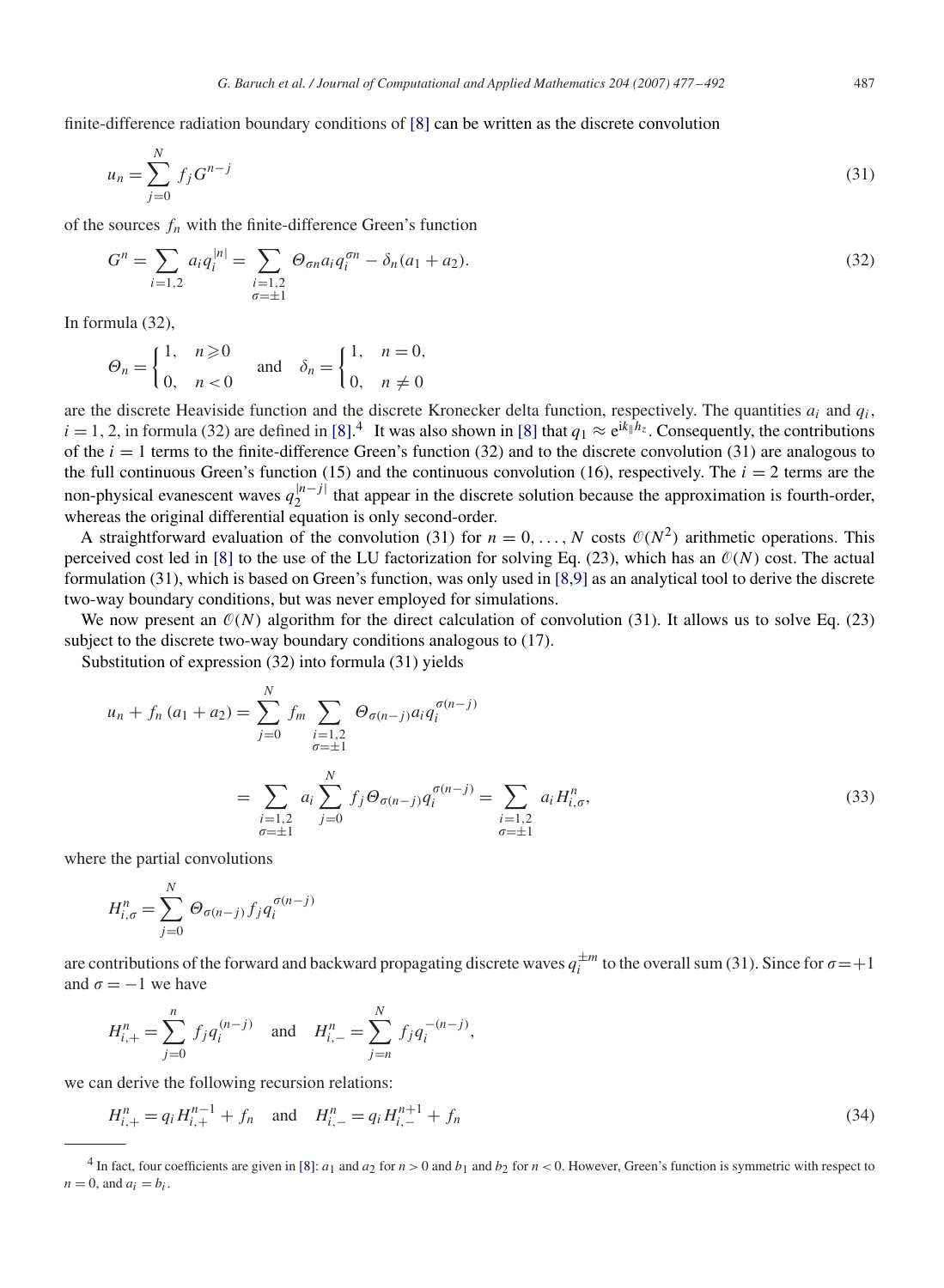finite-difference radiation boundary conditions of [8] can be written as the discrete convolution

$$u_n = \sum_{j=0}^{N} f_j G^{n-j} \tag{31}$$

of the sources $f_n$ with the finite-difference Green's function

$$G^n = \sum_{i=1,2} a_i q_i^{|n|} = \sum_{\substack{i=1,2 \\ \sigma=\pm 1}} \Theta_{\sigma n} a_i q_i^{\sigma n} - \delta_n (a_1 + a_2). \tag{32}$$

In formula (32),

$$\Theta_n = \begin{cases} 1, & n \geqslant 0 \\ 0, & n < 0 \end{cases} \quad \text{and} \quad \delta_n = \begin{cases} 1, & n = 0, \\ 0, & n \neq 0 \end{cases}$$

are the discrete Heaviside function and the discrete Kronecker delta function, respectively. The quantities $a_i$ and $q_i$, $i = 1, 2$, in formula (32) are defined in [8].[4] It was also shown in [8] that $q_1 \approx e^{ik_\| h_z}$. Consequently, the contributions of the $i = 1$ terms to the finite-difference Green's function (32) and to the discrete convolution (31) are analogous to the full continuous Green's function (15) and the continuous convolution (16), respectively. The $i = 2$ terms are the non-physical evanescent waves $q_2^{|n-j|}$ that appear in the discrete solution because the approximation is fourth-order, whereas the original differential equation is only second-order.

A straightforward evaluation of the convolution (31) for $n = 0, \ldots, N$ costs $\mathcal{O}(N^2)$ arithmetic operations. This perceived cost led in [8] to the use of the LU factorization for solving Eq. (23), which has an $\mathcal{O}(N)$ cost. The actual formulation (31), which is based on Green's function, was only used in [8,9] as an analytical tool to derive the discrete two-way boundary conditions, but was never employed for simulations.

We now present an $\mathcal{O}(N)$ algorithm for the direct calculation of convolution (31). It allows us to solve Eq. (23) subject to the discrete two-way boundary conditions analogous to (17).

Substitution of expression (32) into formula (31) yields

$$\begin{aligned} u_n + f_n (a_1 + a_2) &= \sum_{j=0}^{N} f_m \sum_{\substack{i=1,2 \\ \sigma=\pm 1}} \Theta_{\sigma(n-j)} a_i q_i^{\sigma(n-j)} \\ &= \sum_{\substack{i=1,2 \\ \sigma=\pm 1}} a_i \sum_{j=0}^{N} f_j \Theta_{\sigma(n-j)} q_i^{\sigma(n-j)} = \sum_{\substack{i=1,2 \\ \sigma=\pm 1}} a_i H_{i,\sigma}^n, \end{aligned} \tag{33}$$

where the partial convolutions

$$H_{i,\sigma}^n = \sum_{j=0}^{N} \Theta_{\sigma(n-j)} f_j q_i^{\sigma(n-j)}$$

are contributions of the forward and backward propagating discrete waves $q_i^{\pm m}$ to the overall sum (31). Since for $\sigma = +1$ and $\sigma = -1$ we have

$$H_{i,+}^n = \sum_{j=0}^{n} f_j q_i^{(n-j)} \quad \text{and} \quad H_{i,-}^n = \sum_{j=n}^{N} f_j q_i^{-(n-j)},$$

we can derive the following recursion relations:

$$H_{i,+}^n = q_i H_{i,+}^{n-1} + f_n \quad \text{and} \quad H_{i,-}^n = q_i H_{i,-}^{n+1} + f_n \tag{34}$$

---

[4] In fact, four coefficients are given in [8]: $a_1$ and $a_2$ for $n > 0$ and $b_1$ and $b_2$ for $n < 0$. However, Green's function is symmetric with respect to $n = 0$, and $a_i = b_i$.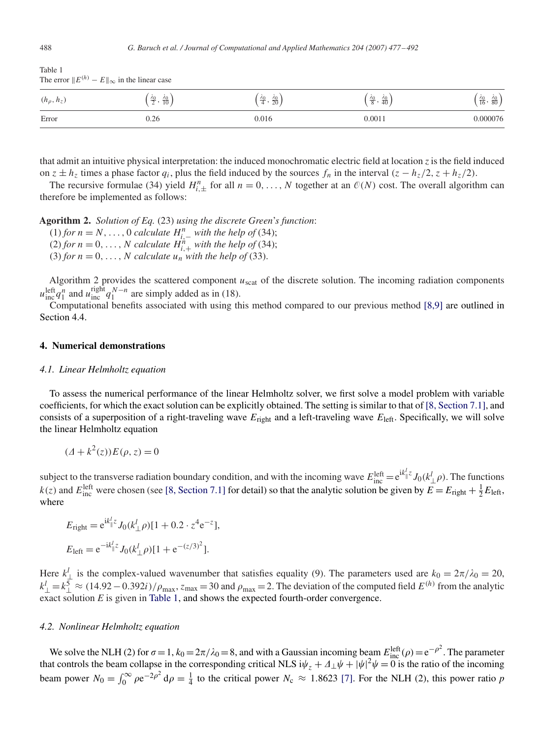Table 1
The error $\|E^{(h)} - E\|_\infty$ in the linear case

| $(h_\rho, h_z)$ | $\left(\frac{\lambda_0}{2}, \frac{\lambda_0}{10}\right)$ | $\left(\frac{\lambda_0}{4}, \frac{\lambda_0}{20}\right)$ | $\left(\frac{\lambda_0}{8}, \frac{\lambda_0}{40}\right)$ | $\left(\frac{\lambda_0}{16}, \frac{\lambda_0}{80}\right)$ |
|---|---|---|---|---|
| Error | 0.26 | 0.016 | 0.0011 | 0.000076 |

that admit an intuitive physical interpretation: the induced monochromatic electric field at location $z$ is the field induced on $z \pm h_z$ times a phase factor $q_i$, plus the field induced by the sources $f_n$ in the interval $(z - h_z/2, z + h_z/2)$.

The recursive formulae (34) yield $H^n_{i,\pm}$ for all $n = 0, \ldots, N$ together at an $\mathcal{O}(N)$ cost. The overall algorithm can therefore be implemented as follows:

**Algorithm 2.** *Solution of Eq.* (23) *using the discrete Green's function*:
(1) *for* $n = N, \ldots, 0$ *calculate* $H^n_{i,-}$ *with the help of* (34);
(2) *for* $n = 0, \ldots, N$ *calculate* $H^n_{i,+}$ *with the help of* (34);
(3) *for* $n = 0, \ldots, N$ *calculate* $u_n$ *with the help of* (33).

Algorithm 2 provides the scattered component $u_{\text{scat}}$ of the discrete solution. The incoming radiation components $u^{\text{left}}_{\text{inc}} q^n_1$ and $u^{\text{right}}_{\text{inc}} q^{N-n}_1$ are simply added as in (18).

Computational benefits associated with using this method compared to our previous method [8,9] are outlined in Section 4.4.

## 4. Numerical demonstrations

### 4.1. Linear Helmholtz equation

To assess the numerical performance of the linear Helmholtz solver, we first solve a model problem with variable coefficients, for which the exact solution can be explicitly obtained. The setting is similar to that of [8, Section 7.1], and consists of a superposition of a right-traveling wave $E_{\text{right}}$ and a left-traveling wave $E_{\text{left}}$. Specifically, we will solve the linear Helmholtz equation

$$(\Delta + k^2(z))E(\rho, z) = 0$$

subject to the transverse radiation boundary condition, and with the incoming wave $E^{\text{left}}_{\text{inc}} = \mathrm{e}^{\mathrm{i}k^l_\parallel z} J_0(k^l_\perp \rho)$. The functions $k(z)$ and $E^{\text{left}}_{\text{inc}}$ were chosen (see [8, Section 7.1] for detail) so that the analytic solution be given by $E = E_{\text{right}} + \frac{1}{2}E_{\text{left}}$, where

$$E_{\text{right}} = \mathrm{e}^{\mathrm{i}k^l_\parallel z} J_0(k^l_\perp \rho)[1 + 0.2 \cdot z^4 \mathrm{e}^{-z}],$$

$$E_{\text{left}} = \mathrm{e}^{-\mathrm{i}k^l_\parallel z} J_0(k^l_\perp \rho)[1 + \mathrm{e}^{-(z/3)^2}].$$

Here $k^l_\perp$ is the complex-valued wavenumber that satisfies equality (9). The parameters used are $k_0 = 2\pi/\lambda_0 = 20$, $k^l_\perp = k^5_\perp \approx (14.92 - 0.392i)/\rho_{\max}$, $z_{\max} = 30$ and $\rho_{\max} = 2$. The deviation of the computed field $E^{(h)}$ from the analytic exact solution $E$ is given in Table 1, and shows the expected fourth-order convergence.

### 4.2. Nonlinear Helmholtz equation

We solve the NLH (2) for $\sigma = 1$, $k_0 = 2\pi/\lambda_0 = 8$, and with a Gaussian incoming beam $E^{\text{left}}_{\text{inc}}(\rho) = \mathrm{e}^{-\rho^2}$. The parameter that controls the beam collapse in the corresponding critical NLS $\mathrm{i}\psi_z + \Delta_\perp \psi + |\psi|^2 \psi = 0$ is the ratio of the incoming beam power $N_0 = \int_0^\infty \rho \mathrm{e}^{-2\rho^2}\,\mathrm{d}\rho = \frac{1}{4}$ to the critical power $N_c \approx 1.8623$ [7]. For the NLH (2), this power ratio $p$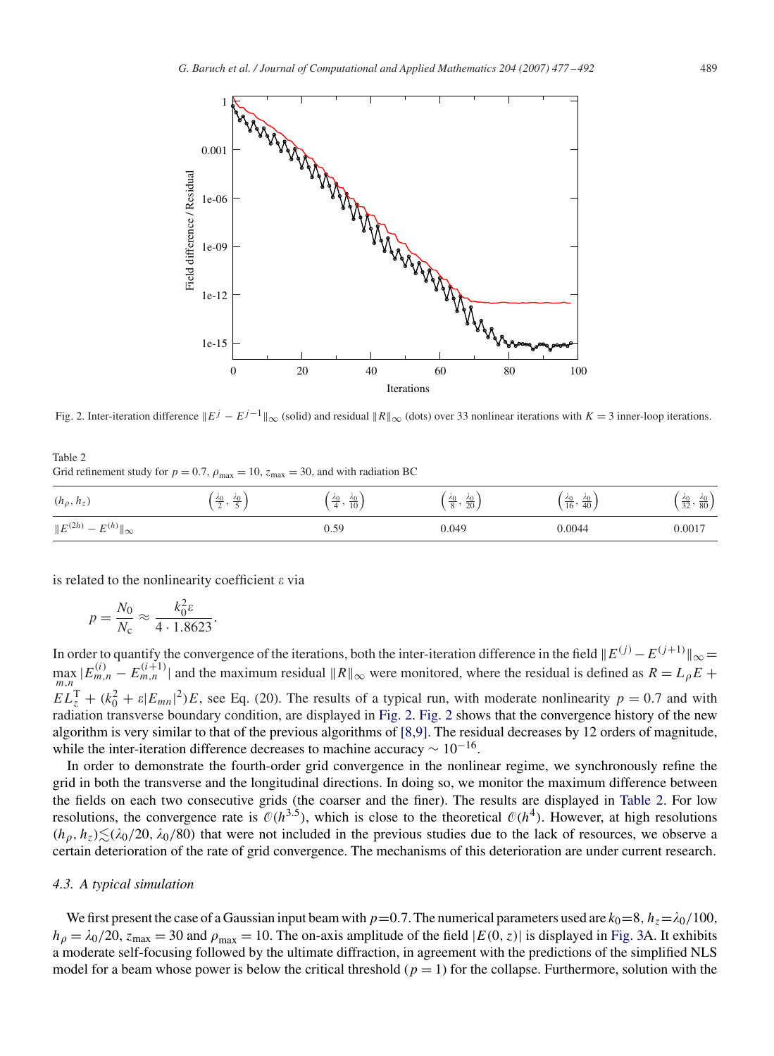Fig. 2. Inter-iteration difference $\|E^j - E^{j-1}\|_\infty$ (solid) and residual $\|R\|_\infty$ (dots) over 33 nonlinear iterations with $K = 3$ inner-loop iterations.

Table 2
Grid refinement study for $p = 0.7$, $\rho_{\max} = 10$, $z_{\max} = 30$, and with radiation BC

| $(h_\rho, h_z)$ | $\left(\frac{\lambda_0}{2}, \frac{\lambda_0}{5}\right)$ | $\left(\frac{\lambda_0}{4}, \frac{\lambda_0}{10}\right)$ | $\left(\frac{\lambda_0}{8}, \frac{\lambda_0}{20}\right)$ | $\left(\frac{\lambda_0}{16}, \frac{\lambda_0}{40}\right)$ | $\left(\frac{\lambda_0}{32}, \frac{\lambda_0}{80}\right)$ |
|---|---|---|---|---|---|
| $\|E^{(2h)} - E^{(h)}\|_\infty$ | | 0.59 | 0.049 | 0.0044 | 0.0017 |

is related to the nonlinearity coefficient $\varepsilon$ via

$$p = \frac{N_0}{N_c} \approx \frac{k_0^2 \varepsilon}{4 \cdot 1.8623}.$$

In order to quantify the convergence of the iterations, both the inter-iteration difference in the field $\|E^{(j)} - E^{(j+1)}\|_\infty = \max_{m,n} |E^{(i)}_{m,n} - E^{(i+1)}_{m,n}|$ and the maximum residual $\|R\|_\infty$ were monitored, where the residual is defined as $R = L_\rho E + EL_z^{\mathrm{T}} + (k_0^2 + \varepsilon |E_{mn}|^2)E$, see Eq. (20). The results of a typical run, with moderate nonlinearity $p = 0.7$ and with radiation transverse boundary condition, are displayed in Fig. 2. Fig. 2 shows that the convergence history of the new algorithm is very similar to that of the previous algorithms of [8,9]. The residual decreases by 12 orders of magnitude, while the inter-iteration difference decreases to machine accuracy $\sim 10^{-16}$.

In order to demonstrate the fourth-order grid convergence in the nonlinear regime, we synchronously refine the grid in both the transverse and the longitudinal directions. In doing so, we monitor the maximum difference between the fields on each two consecutive grids (the coarser and the finer). The results are displayed in Table 2. For low resolutions, the convergence rate is $\mathcal{O}(h^{3.5})$, which is close to the theoretical $\mathcal{O}(h^4)$. However, at high resolutions $(h_\rho, h_z) \lesssim (\lambda_0/20, \lambda_0/80)$ that were not included in the previous studies due to the lack of resources, we observe a certain deterioration of the rate of grid convergence. The mechanisms of this deterioration are under current research.

### 4.3. A typical simulation

We first present the case of a Gaussian input beam with $p = 0.7$. The numerical parameters used are $k_0 = 8$, $h_z = \lambda_0/100$, $h_\rho = \lambda_0/20$, $z_{\max} = 30$ and $\rho_{\max} = 10$. The on-axis amplitude of the field $|E(0, z)|$ is displayed in Fig. 3A. It exhibits a moderate self-focusing followed by the ultimate diffraction, in agreement with the predictions of the simplified NLS model for a beam whose power is below the critical threshold ($p = 1$) for the collapse. Furthermore, solution with the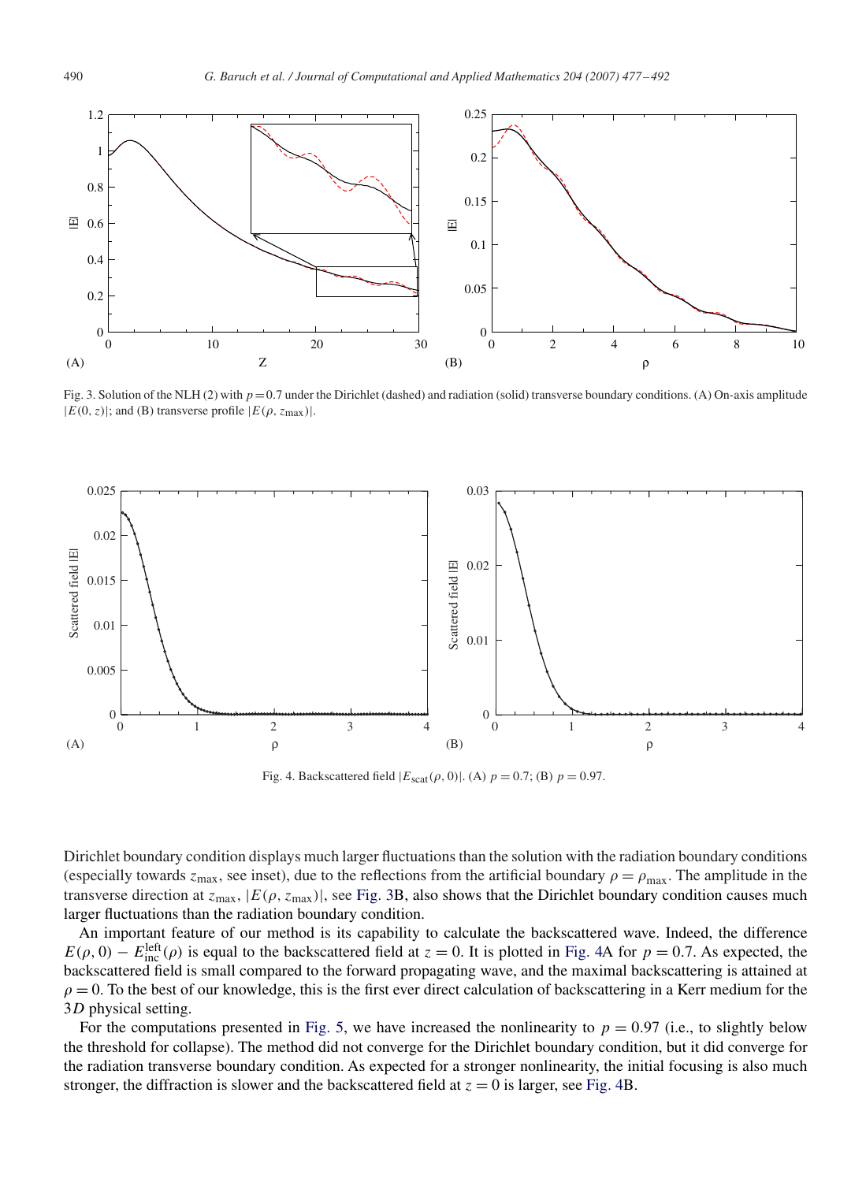Fig. 3. Solution of the NLH (2) with $p = 0.7$ under the Dirichlet (dashed) and radiation (solid) transverse boundary conditions. (A) On-axis amplitude $|E(0, z)|$; and (B) transverse profile $|E(\rho, z_{\max})|$.

Fig. 4. Backscattered field $|E_{\mathrm{scat}}(\rho, 0)|$. (A) $p = 0.7$; (B) $p = 0.97$.

Dirichlet boundary condition displays much larger fluctuations than the solution with the radiation boundary conditions (especially towards $z_{\max}$, see inset), due to the reflections from the artificial boundary $\rho = \rho_{\max}$. The amplitude in the transverse direction at $z_{\max}$, $|E(\rho, z_{\max})|$, see Fig. 3B, also shows that the Dirichlet boundary condition causes much larger fluctuations than the radiation boundary condition.

An important feature of our method is its capability to calculate the backscattered wave. Indeed, the difference $E(\rho, 0) - E_{\mathrm{inc}}^{\mathrm{left}}(\rho)$ is equal to the backscattered field at $z = 0$. It is plotted in Fig. 4A for $p = 0.7$. As expected, the backscattered field is small compared to the forward propagating wave, and the maximal backscattering is attained at $\rho = 0$. To the best of our knowledge, this is the first ever direct calculation of backscattering in a Kerr medium for the $3D$ physical setting.

For the computations presented in Fig. 5, we have increased the nonlinearity to $p = 0.97$ (i.e., to slightly below the threshold for collapse). The method did not converge for the Dirichlet boundary condition, but it did converge for the radiation transverse boundary condition. As expected for a stronger nonlinearity, the initial focusing is also much stronger, the diffraction is slower and the backscattered field at $z = 0$ is larger, see Fig. 4B.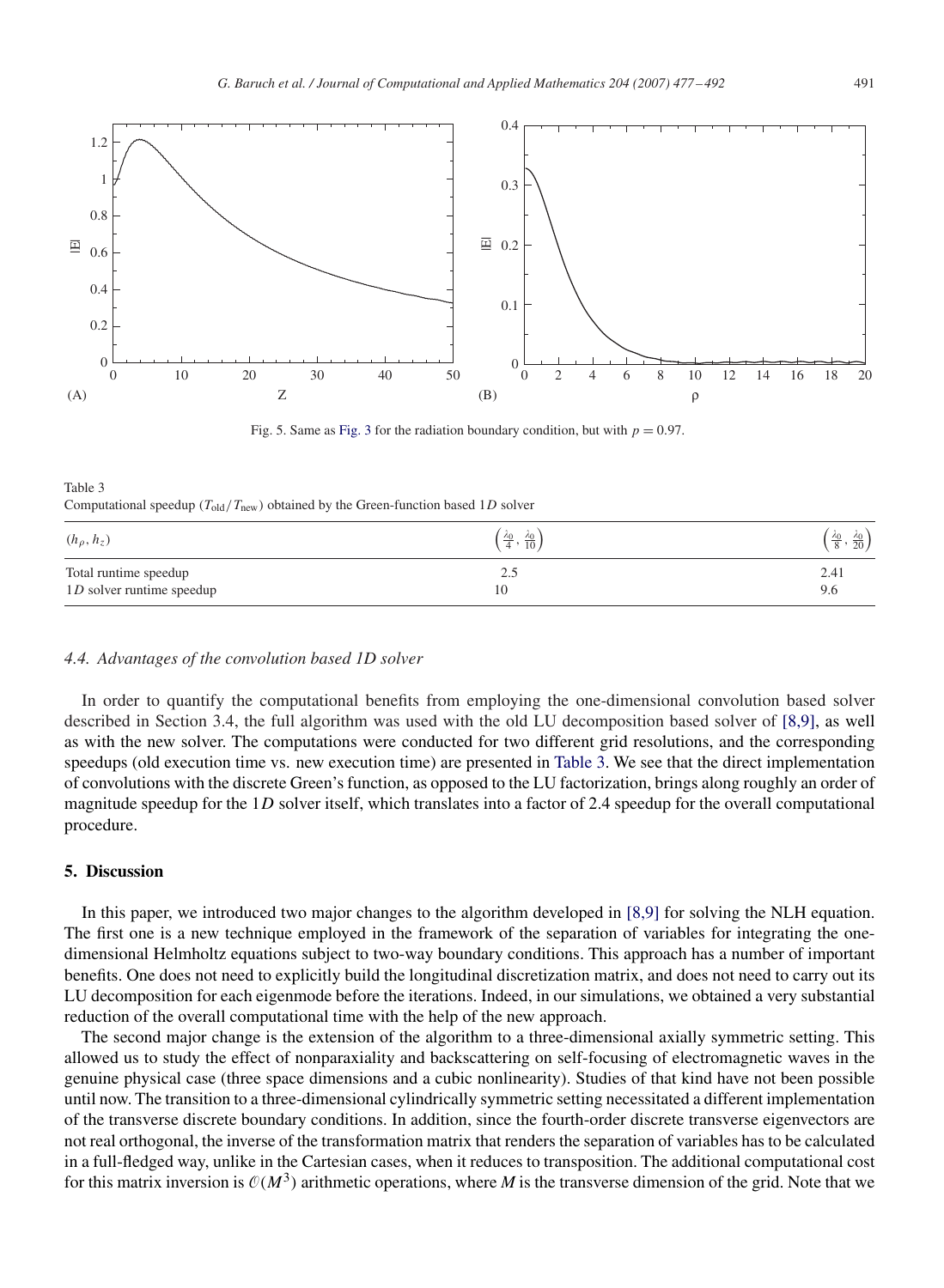Fig. 5. Same as Fig. 3 for the radiation boundary condition, but with $p = 0.97$.

Table 3
Computational speedup ($T_{\text{old}}/T_{\text{new}}$) obtained by the Green-function based $1D$ solver

| $(h_\rho, h_z)$ | $\left(\frac{\lambda_0}{4}, \frac{\lambda_0}{10}\right)$ | $\left(\frac{\lambda_0}{8}, \frac{\lambda_0}{20}\right)$ |
|---|---|---|
| Total runtime speedup | 2.5 | 2.41 |
| $1D$ solver runtime speedup | 10 | 9.6 |

### 4.4. Advantages of the convolution based 1D solver

In order to quantify the computational benefits from employing the one-dimensional convolution based solver described in Section 3.4, the full algorithm was used with the old LU decomposition based solver of [8,9], as well as with the new solver. The computations were conducted for two different grid resolutions, and the corresponding speedups (old execution time vs. new execution time) are presented in Table 3. We see that the direct implementation of convolutions with the discrete Green's function, as opposed to the LU factorization, brings along roughly an order of magnitude speedup for the $1D$ solver itself, which translates into a factor of 2.4 speedup for the overall computational procedure.

## 5. Discussion

In this paper, we introduced two major changes to the algorithm developed in [8,9] for solving the NLH equation. The first one is a new technique employed in the framework of the separation of variables for integrating the one-dimensional Helmholtz equations subject to two-way boundary conditions. This approach has a number of important benefits. One does not need to explicitly build the longitudinal discretization matrix, and does not need to carry out its LU decomposition for each eigenmode before the iterations. Indeed, in our simulations, we obtained a very substantial reduction of the overall computational time with the help of the new approach.

The second major change is the extension of the algorithm to a three-dimensional axially symmetric setting. This allowed us to study the effect of nonparaxiality and backscattering on self-focusing of electromagnetic waves in the genuine physical case (three space dimensions and a cubic nonlinearity). Studies of that kind have not been possible until now. The transition to a three-dimensional cylindrically symmetric setting necessitated a different implementation of the transverse discrete boundary conditions. In addition, since the fourth-order discrete transverse eigenvectors are not real orthogonal, the inverse of the transformation matrix that renders the separation of variables has to be calculated in a full-fledged way, unlike in the Cartesian cases, when it reduces to transposition. The additional computational cost for this matrix inversion is $\mathcal{O}(M^3)$ arithmetic operations, where $M$ is the transverse dimension of the grid. Note that we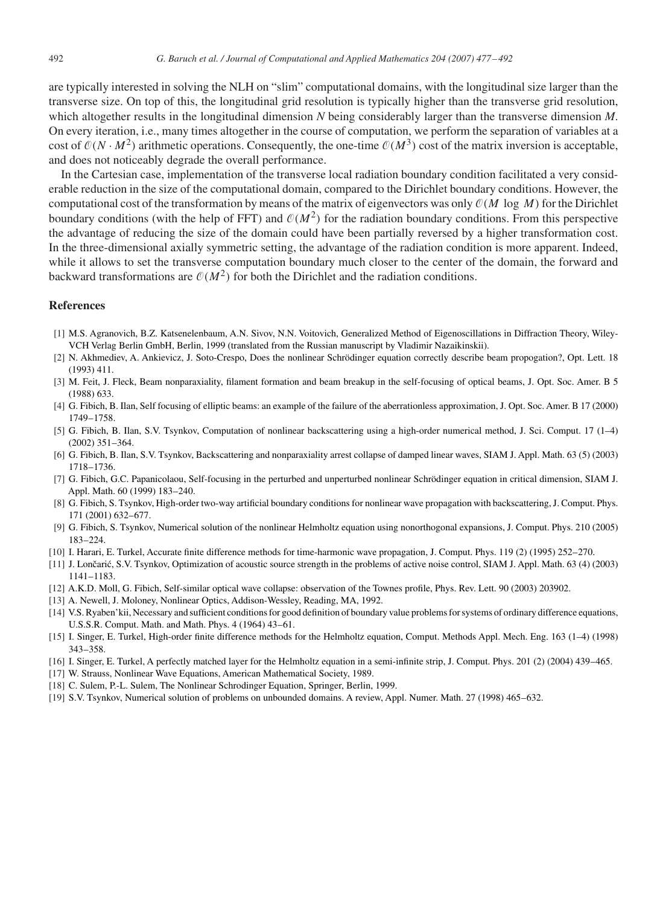are typically interested in solving the NLH on "slim" computational domains, with the longitudinal size larger than the transverse size. On top of this, the longitudinal grid resolution is typically higher than the transverse grid resolution, which altogether results in the longitudinal dimension $N$ being considerably larger than the transverse dimension $M$. On every iteration, i.e., many times altogether in the course of computation, we perform the separation of variables at a cost of $\mathcal{O}(N \cdot M^2)$ arithmetic operations. Consequently, the one-time $\mathcal{O}(M^3)$ cost of the matrix inversion is acceptable, and does not noticeably degrade the overall performance.

In the Cartesian case, implementation of the transverse local radiation boundary condition facilitated a very considerable reduction in the size of the computational domain, compared to the Dirichlet boundary conditions. However, the computational cost of the transformation by means of the matrix of eigenvectors was only $\mathcal{O}(M \log M)$ for the Dirichlet boundary conditions (with the help of FFT) and $\mathcal{O}(M^2)$ for the radiation boundary conditions. From this perspective the advantage of reducing the size of the domain could have been partially reversed by a higher transformation cost. In the three-dimensional axially symmetric setting, the advantage of the radiation condition is more apparent. Indeed, while it allows to set the transverse computation boundary much closer to the center of the domain, the forward and backward transformations are $\mathcal{O}(M^2)$ for both the Dirichlet and the radiation conditions.

## References

[1] M.S. Agranovich, B.Z. Katsenelenbaum, A.N. Sivov, N.N. Voitovich, Generalized Method of Eigenoscillations in Diffraction Theory, Wiley-VCH Verlag Berlin GmbH, Berlin, 1999 (translated from the Russian manuscript by Vladimir Nazaikinskii).

[2] N. Akhmediev, A. Ankievicz, J. Soto-Crespo, Does the nonlinear Schrödinger equation correctly describe beam propogation?, Opt. Lett. 18 (1993) 411.

[3] M. Feit, J. Fleck, Beam nonparaxiality, filament formation and beam breakup in the self-focusing of optical beams, J. Opt. Soc. Amer. B 5 (1988) 633.

[4] G. Fibich, B. Ilan, Self focusing of elliptic beams: an example of the failure of the aberrationless approximation, J. Opt. Soc. Amer. B 17 (2000) 1749–1758.

[5] G. Fibich, B. Ilan, S.V. Tsynkov, Computation of nonlinear backscattering using a high-order numerical method, J. Sci. Comput. 17 (1–4) (2002) 351–364.

[6] G. Fibich, B. Ilan, S.V. Tsynkov, Backscattering and nonparaxiality arrest collapse of damped linear waves, SIAM J. Appl. Math. 63 (5) (2003) 1718–1736.

[7] G. Fibich, G.C. Papanicolaou, Self-focusing in the perturbed and unperturbed nonlinear Schrödinger equation in critical dimension, SIAM J. Appl. Math. 60 (1999) 183–240.

[8] G. Fibich, S. Tsynkov, High-order two-way artificial boundary conditions for nonlinear wave propagation with backscattering, J. Comput. Phys. 171 (2001) 632–677.

[9] G. Fibich, S. Tsynkov, Numerical solution of the nonlinear Helmholtz equation using nonorthogonal expansions, J. Comput. Phys. 210 (2005) 183–224.

[10] I. Harari, E. Turkel, Accurate finite difference methods for time-harmonic wave propagation, J. Comput. Phys. 119 (2) (1995) 252–270.

[11] J. Lončarić, S.V. Tsynkov, Optimization of acoustic source strength in the problems of active noise control, SIAM J. Appl. Math. 63 (4) (2003) 1141–1183.

[12] A.K.D. Moll, G. Fibich, Self-similar optical wave collapse: observation of the Townes profile, Phys. Rev. Lett. 90 (2003) 203902.

[13] A. Newell, J. Moloney, Nonlinear Optics, Addison-Wessley, Reading, MA, 1992.

[14] V.S. Ryaben'kii, Necessary and sufficient conditions for good definition of boundary value problems for systems of ordinary difference equations, U.S.S.R. Comput. Math. and Math. Phys. 4 (1964) 43–61.

[15] I. Singer, E. Turkel, High-order finite difference methods for the Helmholtz equation, Comput. Methods Appl. Mech. Eng. 163 (1–4) (1998) 343–358.

[16] I. Singer, E. Turkel, A perfectly matched layer for the Helmholtz equation in a semi-infinite strip, J. Comput. Phys. 201 (2) (2004) 439–465.

[17] W. Strauss, Nonlinear Wave Equations, American Mathematical Society, 1989.

[18] C. Sulem, P.-L. Sulem, The Nonlinear Schrodinger Equation, Springer, Berlin, 1999.

[19] S.V. Tsynkov, Numerical solution of problems on unbounded domains. A review, Appl. Numer. Math. 27 (1998) 465–632.